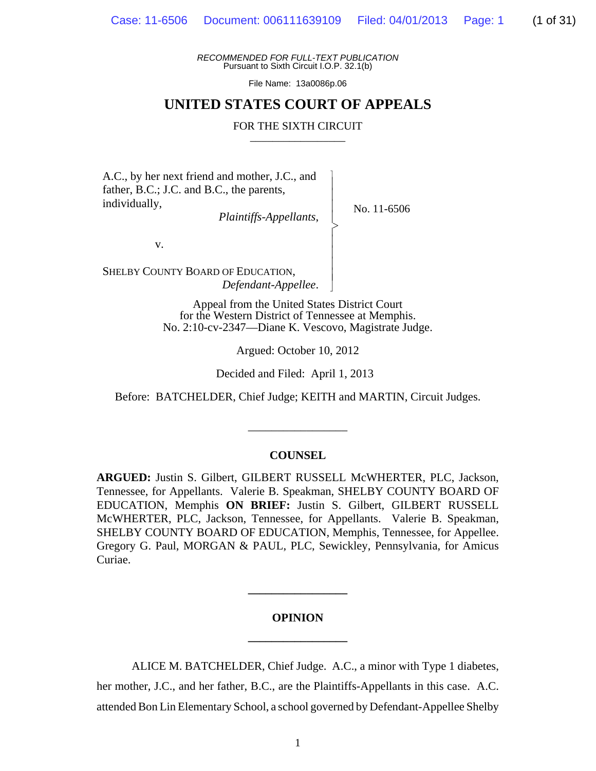RECOMMENDED FOR FULL-TEXT PUBLICATION
Pursuant to Sixth Circuit I.O.P. 32.1(b)

File Name: 13a0086p.06

# UNITED STATES COURT OF APPEALS

## FOR THE SIXTH CIRCUIT

A.C., by her next friend and mother, J.C., and father, B.C.; J.C. and B.C., the parents, individually,
*Plaintiffs-Appellants*,

v.

SHELBY COUNTY BOARD OF EDUCATION,
*Defendant-Appellee*.

No. 11-6506

Appeal from the United States District Court
for the Western District of Tennessee at Memphis.
No. 2:10-cv-2347—Diane K. Vescovo, Magistrate Judge.

Argued: October 10, 2012

Decided and Filed: April 1, 2013

Before: BATCHELDER, Chief Judge; KEITH and MARTIN, Circuit Judges.

## COUNSEL

**ARGUED:** Justin S. Gilbert, GILBERT RUSSELL McWHERTER, PLC, Jackson, Tennessee, for Appellants. Valerie B. Speakman, SHELBY COUNTY BOARD OF EDUCATION, Memphis **ON BRIEF:** Justin S. Gilbert, GILBERT RUSSELL McWHERTER, PLC, Jackson, Tennessee, for Appellants. Valerie B. Speakman, SHELBY COUNTY BOARD OF EDUCATION, Memphis, Tennessee, for Appellee. Gregory G. Paul, MORGAN & PAUL, PLC, Sewickley, Pennsylvania, for Amicus Curiae.

## OPINION

ALICE M. BATCHELDER, Chief Judge. A.C., a minor with Type 1 diabetes, her mother, J.C., and her father, B.C., are the Plaintiffs-Appellants in this case. A.C. attended Bon Lin Elementary School, a school governed by Defendant-Appellee Shelby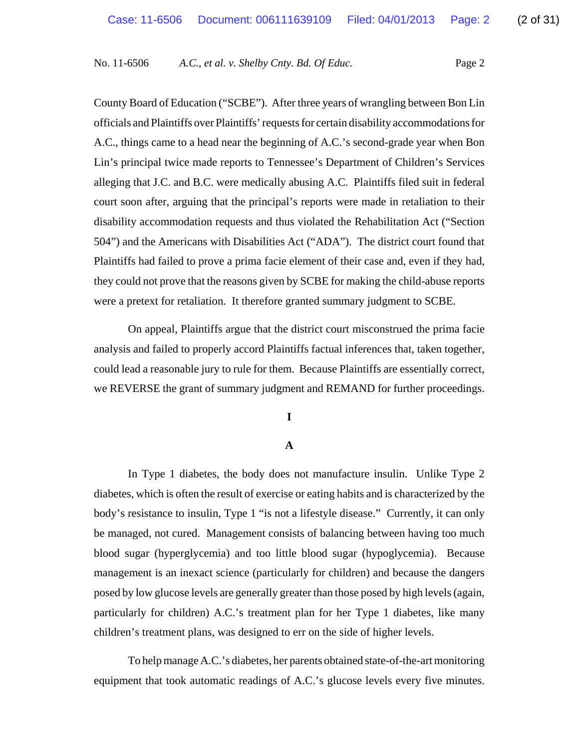County Board of Education ("SCBE"). After three years of wrangling between Bon Lin officials and Plaintiffs over Plaintiffs' requests for certain disability accommodations for A.C., things came to a head near the beginning of A.C.'s second-grade year when Bon Lin's principal twice made reports to Tennessee's Department of Children's Services alleging that J.C. and B.C. were medically abusing A.C. Plaintiffs filed suit in federal court soon after, arguing that the principal's reports were made in retaliation to their disability accommodation requests and thus violated the Rehabilitation Act ("Section 504") and the Americans with Disabilities Act ("ADA"). The district court found that Plaintiffs had failed to prove a prima facie element of their case and, even if they had, they could not prove that the reasons given by SCBE for making the child-abuse reports were a pretext for retaliation. It therefore granted summary judgment to SCBE.

On appeal, Plaintiffs argue that the district court misconstrued the prima facie analysis and failed to properly accord Plaintiffs factual inferences that, taken together, could lead a reasonable jury to rule for them. Because Plaintiffs are essentially correct, we REVERSE the grant of summary judgment and REMAND for further proceedings.

# I

## A

In Type 1 diabetes, the body does not manufacture insulin. Unlike Type 2 diabetes, which is often the result of exercise or eating habits and is characterized by the body's resistance to insulin, Type 1 "is not a lifestyle disease." Currently, it can only be managed, not cured. Management consists of balancing between having too much blood sugar (hyperglycemia) and too little blood sugar (hypoglycemia). Because management is an inexact science (particularly for children) and because the dangers posed by low glucose levels are generally greater than those posed by high levels (again, particularly for children) A.C.'s treatment plan for her Type 1 diabetes, like many children's treatment plans, was designed to err on the side of higher levels.

To help manage A.C.'s diabetes, her parents obtained state-of-the-art monitoring equipment that took automatic readings of A.C.'s glucose levels every five minutes.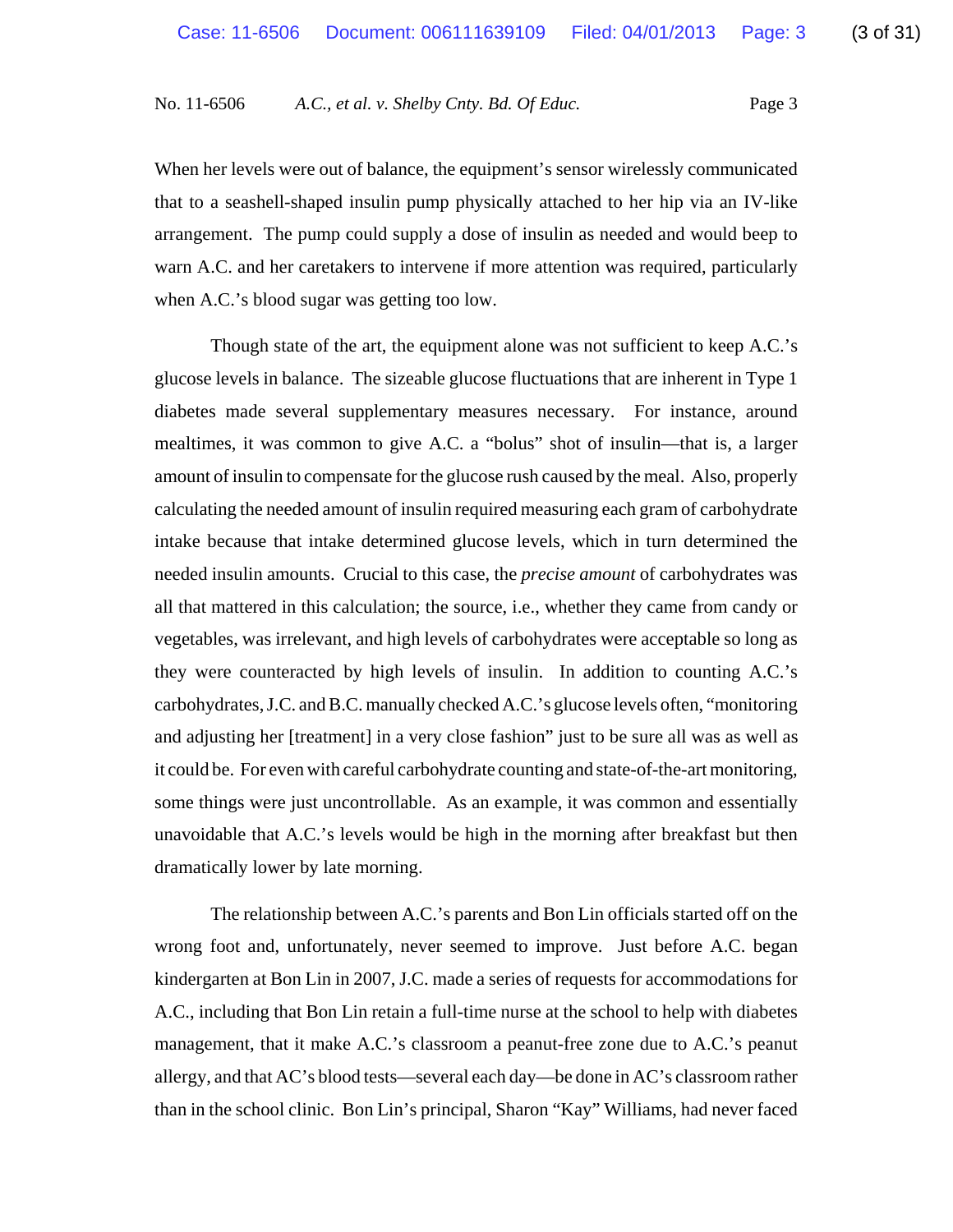When her levels were out of balance, the equipment's sensor wirelessly communicated that to a seashell-shaped insulin pump physically attached to her hip via an IV-like arrangement. The pump could supply a dose of insulin as needed and would beep to warn A.C. and her caretakers to intervene if more attention was required, particularly when A.C.'s blood sugar was getting too low.

Though state of the art, the equipment alone was not sufficient to keep A.C.'s glucose levels in balance. The sizeable glucose fluctuations that are inherent in Type 1 diabetes made several supplementary measures necessary. For instance, around mealtimes, it was common to give A.C. a "bolus" shot of insulin—that is, a larger amount of insulin to compensate for the glucose rush caused by the meal. Also, properly calculating the needed amount of insulin required measuring each gram of carbohydrate intake because that intake determined glucose levels, which in turn determined the needed insulin amounts. Crucial to this case, the *precise amount* of carbohydrates was all that mattered in this calculation; the source, i.e., whether they came from candy or vegetables, was irrelevant, and high levels of carbohydrates were acceptable so long as they were counteracted by high levels of insulin. In addition to counting A.C.'s carbohydrates, J.C. and B.C. manually checked A.C.'s glucose levels often, "monitoring and adjusting her [treatment] in a very close fashion" just to be sure all was as well as it could be. For even with careful carbohydrate counting and state-of-the-art monitoring, some things were just uncontrollable. As an example, it was common and essentially unavoidable that A.C.'s levels would be high in the morning after breakfast but then dramatically lower by late morning.

The relationship between A.C.'s parents and Bon Lin officials started off on the wrong foot and, unfortunately, never seemed to improve. Just before A.C. began kindergarten at Bon Lin in 2007, J.C. made a series of requests for accommodations for A.C., including that Bon Lin retain a full-time nurse at the school to help with diabetes management, that it make A.C.'s classroom a peanut-free zone due to A.C.'s peanut allergy, and that AC's blood tests—several each day—be done in AC's classroom rather than in the school clinic. Bon Lin's principal, Sharon "Kay" Williams, had never faced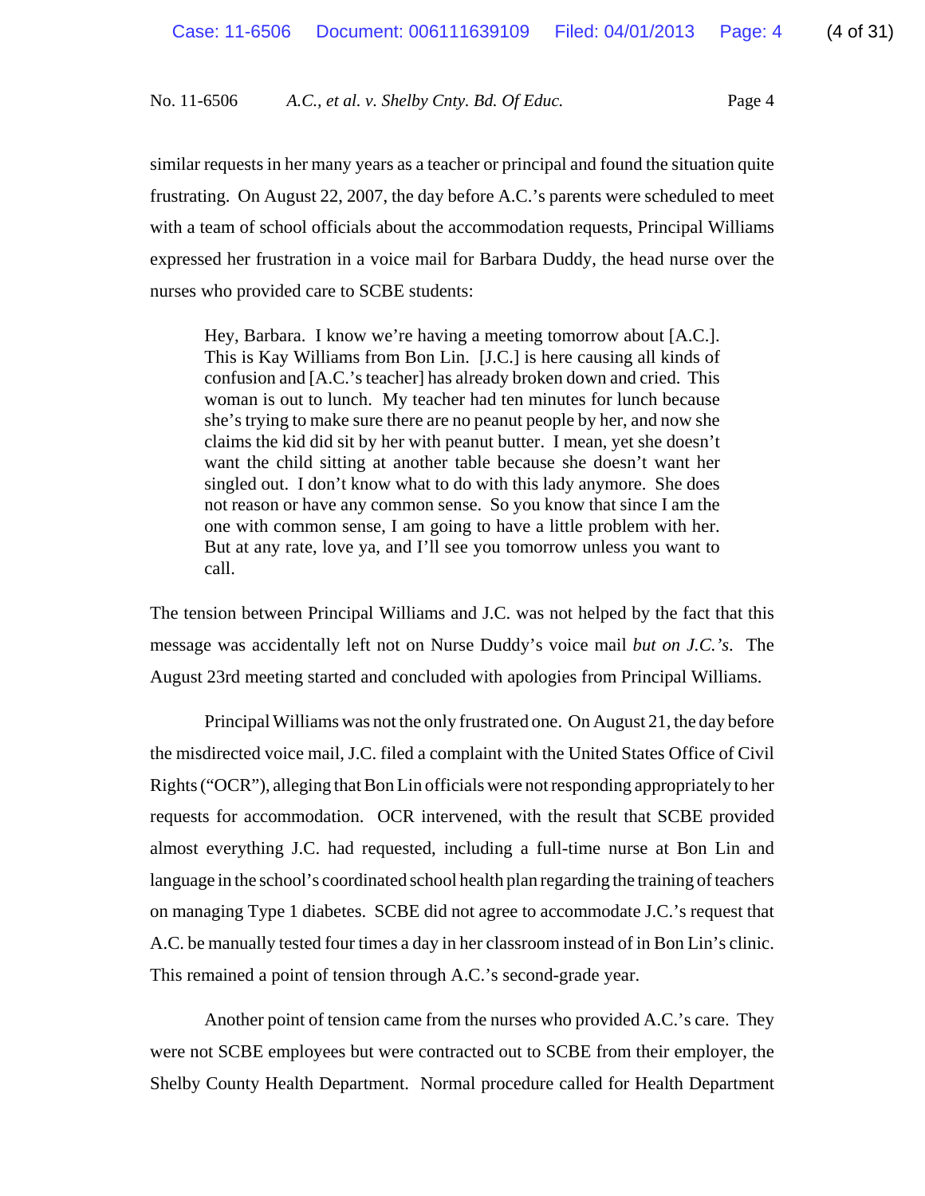similar requests in her many years as a teacher or principal and found the situation quite frustrating. On August 22, 2007, the day before A.C.'s parents were scheduled to meet with a team of school officials about the accommodation requests, Principal Williams expressed her frustration in a voice mail for Barbara Duddy, the head nurse over the nurses who provided care to SCBE students:

> Hey, Barbara. I know we're having a meeting tomorrow about [A.C.]. This is Kay Williams from Bon Lin. [J.C.] is here causing all kinds of confusion and [A.C.'s teacher] has already broken down and cried. This woman is out to lunch. My teacher had ten minutes for lunch because she's trying to make sure there are no peanut people by her, and now she claims the kid did sit by her with peanut butter. I mean, yet she doesn't want the child sitting at another table because she doesn't want her singled out. I don't know what to do with this lady anymore. She does not reason or have any common sense. So you know that since I am the one with common sense, I am going to have a little problem with her. But at any rate, love ya, and I'll see you tomorrow unless you want to call.

The tension between Principal Williams and J.C. was not helped by the fact that this message was accidentally left not on Nurse Duddy's voice mail *but on J.C.'s*. The August 23rd meeting started and concluded with apologies from Principal Williams.

Principal Williams was not the only frustrated one. On August 21, the day before the misdirected voice mail, J.C. filed a complaint with the United States Office of Civil Rights ("OCR"), alleging that Bon Lin officials were not responding appropriately to her requests for accommodation. OCR intervened, with the result that SCBE provided almost everything J.C. had requested, including a full-time nurse at Bon Lin and language in the school's coordinated school health plan regarding the training of teachers on managing Type 1 diabetes. SCBE did not agree to accommodate J.C.'s request that A.C. be manually tested four times a day in her classroom instead of in Bon Lin's clinic. This remained a point of tension through A.C.'s second-grade year.

Another point of tension came from the nurses who provided A.C.'s care. They were not SCBE employees but were contracted out to SCBE from their employer, the Shelby County Health Department. Normal procedure called for Health Department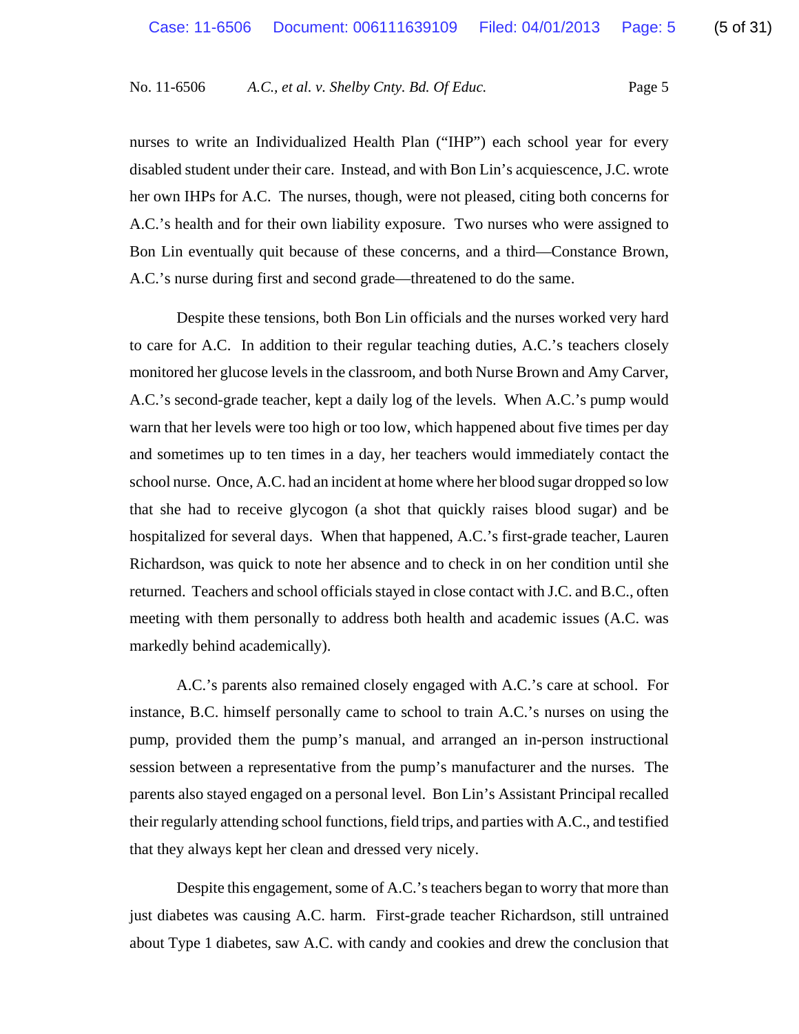nurses to write an Individualized Health Plan ("IHP") each school year for every disabled student under their care. Instead, and with Bon Lin's acquiescence, J.C. wrote her own IHPs for A.C. The nurses, though, were not pleased, citing both concerns for A.C.'s health and for their own liability exposure. Two nurses who were assigned to Bon Lin eventually quit because of these concerns, and a third—Constance Brown, A.C.'s nurse during first and second grade—threatened to do the same.

Despite these tensions, both Bon Lin officials and the nurses worked very hard to care for A.C. In addition to their regular teaching duties, A.C.'s teachers closely monitored her glucose levels in the classroom, and both Nurse Brown and Amy Carver, A.C.'s second-grade teacher, kept a daily log of the levels. When A.C.'s pump would warn that her levels were too high or too low, which happened about five times per day and sometimes up to ten times in a day, her teachers would immediately contact the school nurse. Once, A.C. had an incident at home where her blood sugar dropped so low that she had to receive glycogon (a shot that quickly raises blood sugar) and be hospitalized for several days. When that happened, A.C.'s first-grade teacher, Lauren Richardson, was quick to note her absence and to check in on her condition until she returned. Teachers and school officials stayed in close contact with J.C. and B.C., often meeting with them personally to address both health and academic issues (A.C. was markedly behind academically).

A.C.'s parents also remained closely engaged with A.C.'s care at school. For instance, B.C. himself personally came to school to train A.C.'s nurses on using the pump, provided them the pump's manual, and arranged an in-person instructional session between a representative from the pump's manufacturer and the nurses. The parents also stayed engaged on a personal level. Bon Lin's Assistant Principal recalled their regularly attending school functions, field trips, and parties with A.C., and testified that they always kept her clean and dressed very nicely.

Despite this engagement, some of A.C.'s teachers began to worry that more than just diabetes was causing A.C. harm. First-grade teacher Richardson, still untrained about Type 1 diabetes, saw A.C. with candy and cookies and drew the conclusion that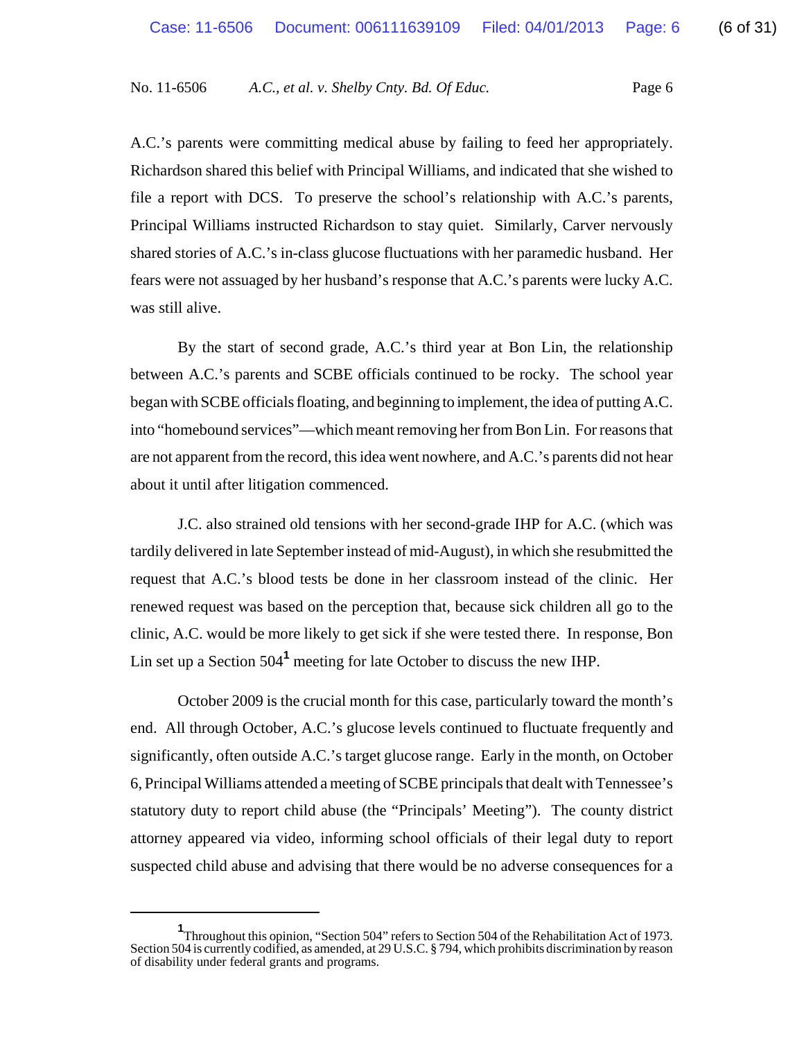A.C.'s parents were committing medical abuse by failing to feed her appropriately. Richardson shared this belief with Principal Williams, and indicated that she wished to file a report with DCS. To preserve the school's relationship with A.C.'s parents, Principal Williams instructed Richardson to stay quiet. Similarly, Carver nervously shared stories of A.C.'s in-class glucose fluctuations with her paramedic husband. Her fears were not assuaged by her husband's response that A.C.'s parents were lucky A.C. was still alive.

By the start of second grade, A.C.'s third year at Bon Lin, the relationship between A.C.'s parents and SCBE officials continued to be rocky. The school year began with SCBE officials floating, and beginning to implement, the idea of putting A.C. into "homebound services"—which meant removing her from Bon Lin. For reasons that are not apparent from the record, this idea went nowhere, and A.C.'s parents did not hear about it until after litigation commenced.

J.C. also strained old tensions with her second-grade IHP for A.C. (which was tardily delivered in late September instead of mid-August), in which she resubmitted the request that A.C.'s blood tests be done in her classroom instead of the clinic. Her renewed request was based on the perception that, because sick children all go to the clinic, A.C. would be more likely to get sick if she were tested there. In response, Bon Lin set up a Section 504[1] meeting for late October to discuss the new IHP.

October 2009 is the crucial month for this case, particularly toward the month's end. All through October, A.C.'s glucose levels continued to fluctuate frequently and significantly, often outside A.C.'s target glucose range. Early in the month, on October 6, Principal Williams attended a meeting of SCBE principals that dealt with Tennessee's statutory duty to report child abuse (the "Principals' Meeting"). The county district attorney appeared via video, informing school officials of their legal duty to report suspected child abuse and advising that there would be no adverse consequences for a

---

[1] Throughout this opinion, "Section 504" refers to Section 504 of the Rehabilitation Act of 1973. Section 504 is currently codified, as amended, at 29 U.S.C. § 794, which prohibits discrimination by reason of disability under federal grants and programs.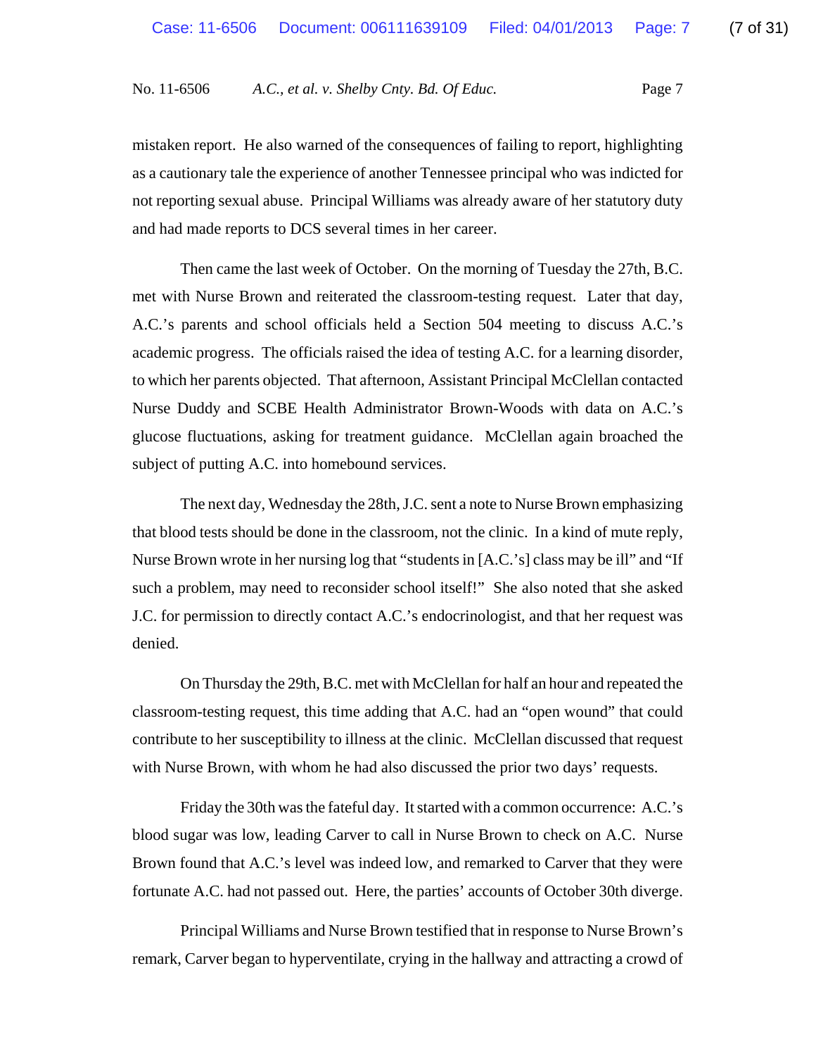mistaken report. He also warned of the consequences of failing to report, highlighting as a cautionary tale the experience of another Tennessee principal who was indicted for not reporting sexual abuse. Principal Williams was already aware of her statutory duty and had made reports to DCS several times in her career.

Then came the last week of October. On the morning of Tuesday the 27th, B.C. met with Nurse Brown and reiterated the classroom-testing request. Later that day, A.C.'s parents and school officials held a Section 504 meeting to discuss A.C.'s academic progress. The officials raised the idea of testing A.C. for a learning disorder, to which her parents objected. That afternoon, Assistant Principal McClellan contacted Nurse Duddy and SCBE Health Administrator Brown-Woods with data on A.C.'s glucose fluctuations, asking for treatment guidance. McClellan again broached the subject of putting A.C. into homebound services.

The next day, Wednesday the 28th, J.C. sent a note to Nurse Brown emphasizing that blood tests should be done in the classroom, not the clinic. In a kind of mute reply, Nurse Brown wrote in her nursing log that "students in [A.C.'s] class may be ill" and "If such a problem, may need to reconsider school itself!" She also noted that she asked J.C. for permission to directly contact A.C.'s endocrinologist, and that her request was denied.

On Thursday the 29th, B.C. met with McClellan for half an hour and repeated the classroom-testing request, this time adding that A.C. had an "open wound" that could contribute to her susceptibility to illness at the clinic. McClellan discussed that request with Nurse Brown, with whom he had also discussed the prior two days' requests.

Friday the 30th was the fateful day. It started with a common occurrence: A.C.'s blood sugar was low, leading Carver to call in Nurse Brown to check on A.C. Nurse Brown found that A.C.'s level was indeed low, and remarked to Carver that they were fortunate A.C. had not passed out. Here, the parties' accounts of October 30th diverge.

Principal Williams and Nurse Brown testified that in response to Nurse Brown's remark, Carver began to hyperventilate, crying in the hallway and attracting a crowd of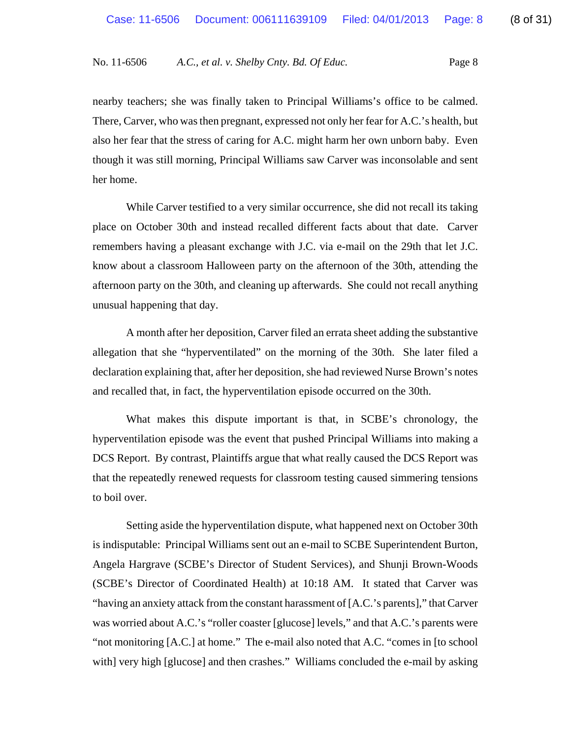nearby teachers; she was finally taken to Principal Williams's office to be calmed. There, Carver, who was then pregnant, expressed not only her fear for A.C.'s health, but also her fear that the stress of caring for A.C. might harm her own unborn baby. Even though it was still morning, Principal Williams saw Carver was inconsolable and sent her home.

While Carver testified to a very similar occurrence, she did not recall its taking place on October 30th and instead recalled different facts about that date. Carver remembers having a pleasant exchange with J.C. via e-mail on the 29th that let J.C. know about a classroom Halloween party on the afternoon of the 30th, attending the afternoon party on the 30th, and cleaning up afterwards. She could not recall anything unusual happening that day.

A month after her deposition, Carver filed an errata sheet adding the substantive allegation that she "hyperventilated" on the morning of the 30th. She later filed a declaration explaining that, after her deposition, she had reviewed Nurse Brown's notes and recalled that, in fact, the hyperventilation episode occurred on the 30th.

What makes this dispute important is that, in SCBE's chronology, the hyperventilation episode was the event that pushed Principal Williams into making a DCS Report. By contrast, Plaintiffs argue that what really caused the DCS Report was that the repeatedly renewed requests for classroom testing caused simmering tensions to boil over.

Setting aside the hyperventilation dispute, what happened next on October 30th is indisputable: Principal Williams sent out an e-mail to SCBE Superintendent Burton, Angela Hargrave (SCBE's Director of Student Services), and Shunji Brown-Woods (SCBE's Director of Coordinated Health) at 10:18 AM. It stated that Carver was "having an anxiety attack from the constant harassment of [A.C.'s parents]," that Carver was worried about A.C.'s "roller coaster [glucose] levels," and that A.C.'s parents were "not monitoring [A.C.] at home." The e-mail also noted that A.C. "comes in [to school with] very high [glucose] and then crashes." Williams concluded the e-mail by asking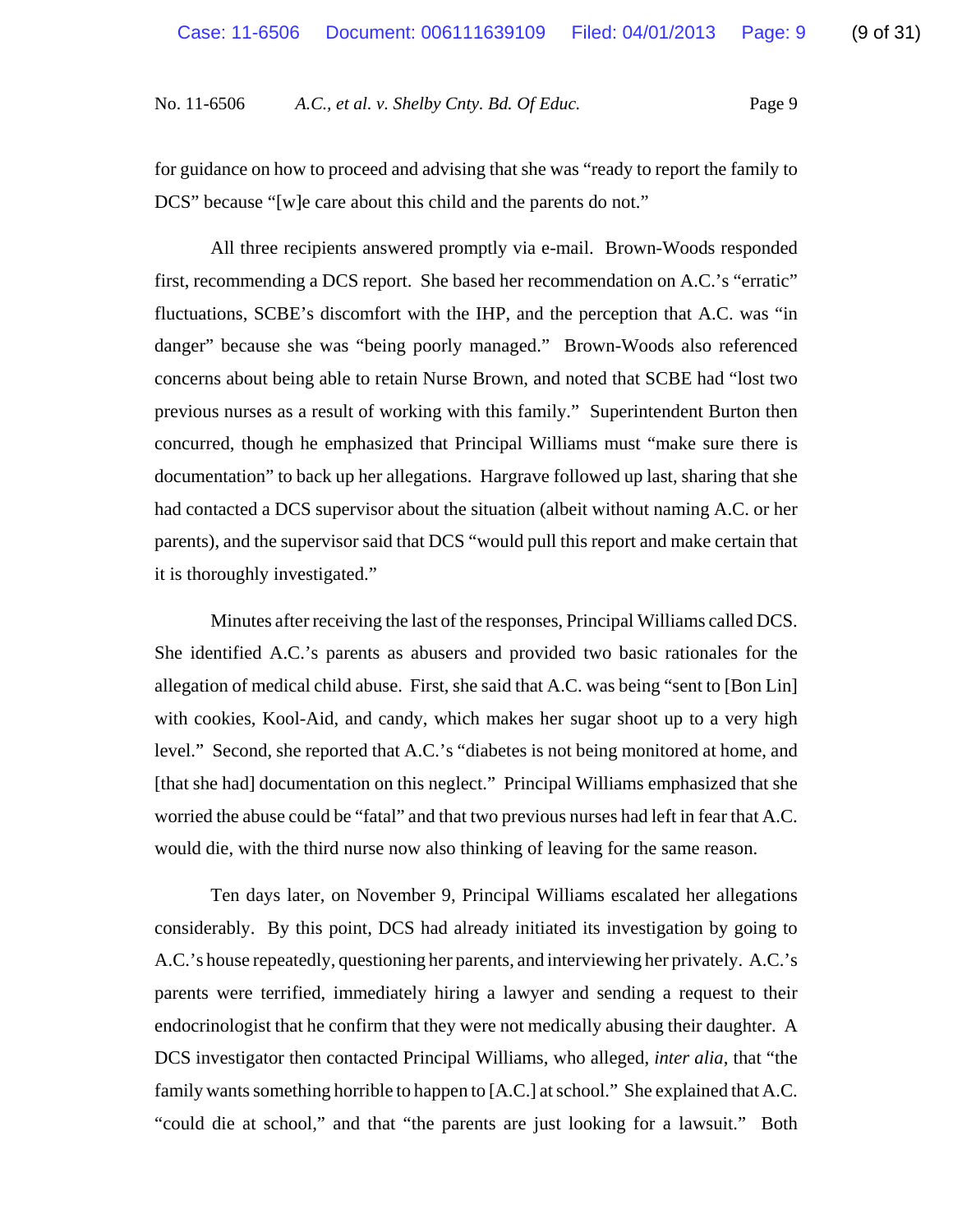for guidance on how to proceed and advising that she was "ready to report the family to DCS" because "[w]e care about this child and the parents do not."

All three recipients answered promptly via e-mail. Brown-Woods responded first, recommending a DCS report. She based her recommendation on A.C.'s "erratic" fluctuations, SCBE's discomfort with the IHP, and the perception that A.C. was "in danger" because she was "being poorly managed." Brown-Woods also referenced concerns about being able to retain Nurse Brown, and noted that SCBE had "lost two previous nurses as a result of working with this family." Superintendent Burton then concurred, though he emphasized that Principal Williams must "make sure there is documentation" to back up her allegations. Hargrave followed up last, sharing that she had contacted a DCS supervisor about the situation (albeit without naming A.C. or her parents), and the supervisor said that DCS "would pull this report and make certain that it is thoroughly investigated."

Minutes after receiving the last of the responses, Principal Williams called DCS. She identified A.C.'s parents as abusers and provided two basic rationales for the allegation of medical child abuse. First, she said that A.C. was being "sent to [Bon Lin] with cookies, Kool-Aid, and candy, which makes her sugar shoot up to a very high level." Second, she reported that A.C.'s "diabetes is not being monitored at home, and [that she had] documentation on this neglect." Principal Williams emphasized that she worried the abuse could be "fatal" and that two previous nurses had left in fear that A.C. would die, with the third nurse now also thinking of leaving for the same reason.

Ten days later, on November 9, Principal Williams escalated her allegations considerably. By this point, DCS had already initiated its investigation by going to A.C.'s house repeatedly, questioning her parents, and interviewing her privately. A.C.'s parents were terrified, immediately hiring a lawyer and sending a request to their endocrinologist that he confirm that they were not medically abusing their daughter. A DCS investigator then contacted Principal Williams, who alleged, *inter alia*, that "the family wants something horrible to happen to [A.C.] at school." She explained that A.C. "could die at school," and that "the parents are just looking for a lawsuit." Both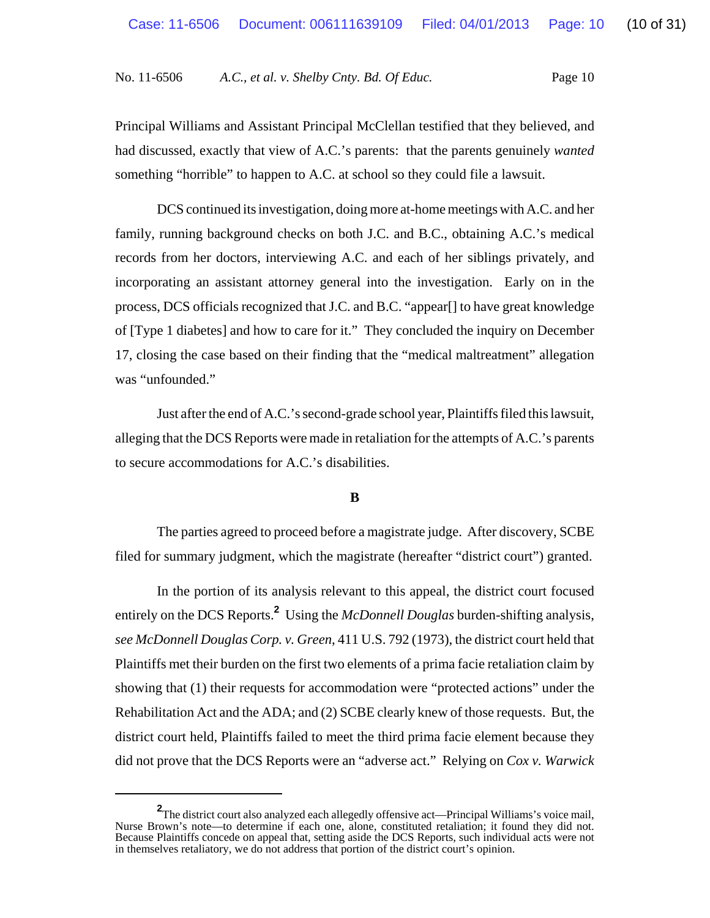Principal Williams and Assistant Principal McClellan testified that they believed, and had discussed, exactly that view of A.C.'s parents: that the parents genuinely *wanted* something "horrible" to happen to A.C. at school so they could file a lawsuit.

DCS continued its investigation, doing more at-home meetings with A.C. and her family, running background checks on both J.C. and B.C., obtaining A.C.'s medical records from her doctors, interviewing A.C. and each of her siblings privately, and incorporating an assistant attorney general into the investigation. Early on in the process, DCS officials recognized that J.C. and B.C. "appear[] to have great knowledge of [Type 1 diabetes] and how to care for it." They concluded the inquiry on December 17, closing the case based on their finding that the "medical maltreatment" allegation was "unfounded."

Just after the end of A.C.'s second-grade school year, Plaintiffs filed this lawsuit, alleging that the DCS Reports were made in retaliation for the attempts of A.C.'s parents to secure accommodations for A.C.'s disabilities.

**B**

The parties agreed to proceed before a magistrate judge. After discovery, SCBE filed for summary judgment, which the magistrate (hereafter "district court") granted.

In the portion of its analysis relevant to this appeal, the district court focused entirely on the DCS Reports.[2] Using the *McDonnell Douglas* burden-shifting analysis, *see McDonnell Douglas Corp. v. Green*, 411 U.S. 792 (1973), the district court held that Plaintiffs met their burden on the first two elements of a prima facie retaliation claim by showing that (1) their requests for accommodation were "protected actions" under the Rehabilitation Act and the ADA; and (2) SCBE clearly knew of those requests. But, the district court held, Plaintiffs failed to meet the third prima facie element because they did not prove that the DCS Reports were an "adverse act." Relying on *Cox v. Warwick*

---

[2] The district court also analyzed each allegedly offensive act—Principal Williams's voice mail, Nurse Brown's note—to determine if each one, alone, constituted retaliation; it found they did not. Because Plaintiffs concede on appeal that, setting aside the DCS Reports, such individual acts were not in themselves retaliatory, we do not address that portion of the district court's opinion.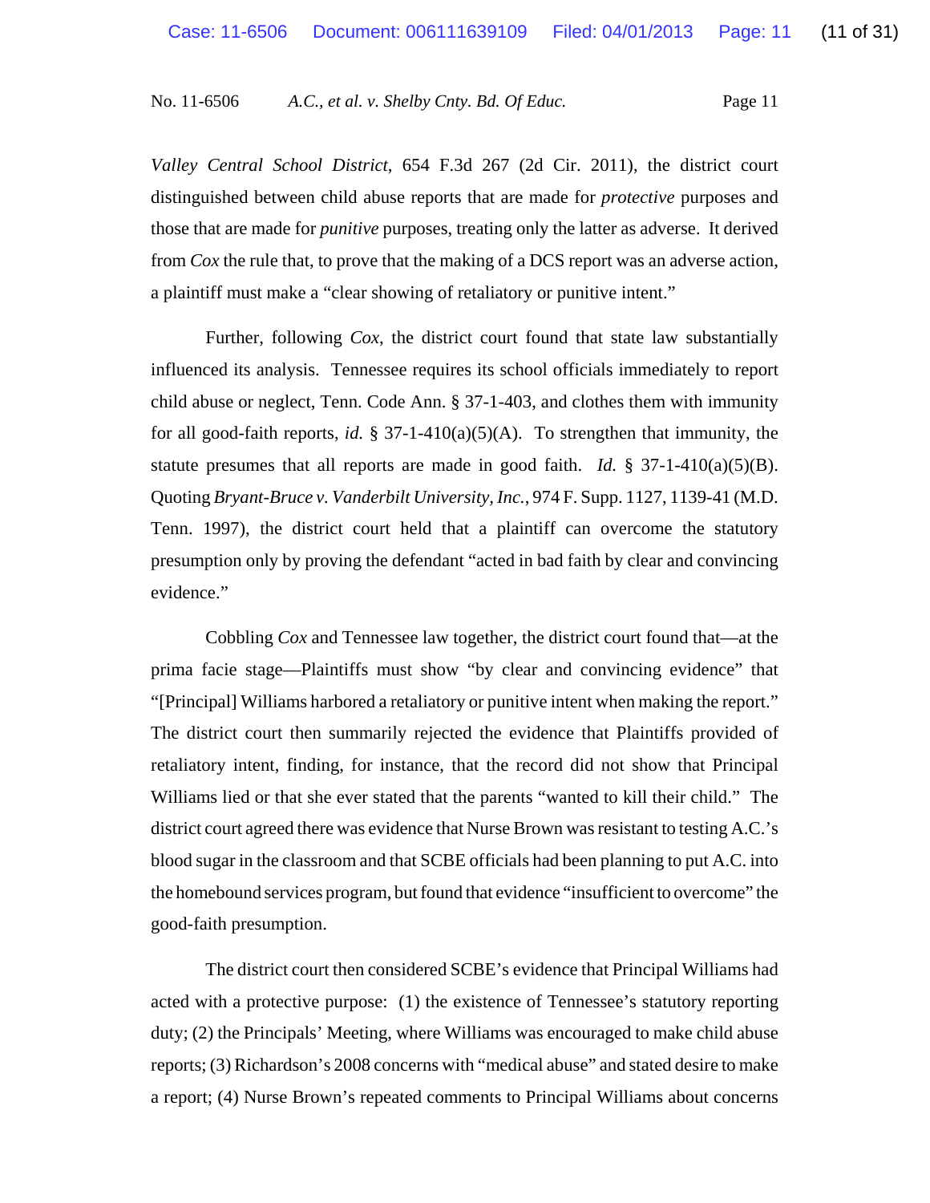*Valley Central School District*, 654 F.3d 267 (2d Cir. 2011), the district court distinguished between child abuse reports that are made for *protective* purposes and those that are made for *punitive* purposes, treating only the latter as adverse. It derived from *Cox* the rule that, to prove that the making of a DCS report was an adverse action, a plaintiff must make a "clear showing of retaliatory or punitive intent."

Further, following *Cox*, the district court found that state law substantially influenced its analysis. Tennessee requires its school officials immediately to report child abuse or neglect, Tenn. Code Ann. § 37-1-403, and clothes them with immunity for all good-faith reports, *id.* § 37-1-410(a)(5)(A). To strengthen that immunity, the statute presumes that all reports are made in good faith. *Id.* § 37-1-410(a)(5)(B). Quoting *Bryant-Bruce v. Vanderbilt University, Inc.*, 974 F. Supp. 1127, 1139-41 (M.D. Tenn. 1997), the district court held that a plaintiff can overcome the statutory presumption only by proving the defendant "acted in bad faith by clear and convincing evidence."

Cobbling *Cox* and Tennessee law together, the district court found that—at the prima facie stage—Plaintiffs must show "by clear and convincing evidence" that "[Principal] Williams harbored a retaliatory or punitive intent when making the report." The district court then summarily rejected the evidence that Plaintiffs provided of retaliatory intent, finding, for instance, that the record did not show that Principal Williams lied or that she ever stated that the parents "wanted to kill their child." The district court agreed there was evidence that Nurse Brown was resistant to testing A.C.'s blood sugar in the classroom and that SCBE officials had been planning to put A.C. into the homebound services program, but found that evidence "insufficient to overcome" the good-faith presumption.

The district court then considered SCBE's evidence that Principal Williams had acted with a protective purpose: (1) the existence of Tennessee's statutory reporting duty; (2) the Principals' Meeting, where Williams was encouraged to make child abuse reports; (3) Richardson's 2008 concerns with "medical abuse" and stated desire to make a report; (4) Nurse Brown's repeated comments to Principal Williams about concerns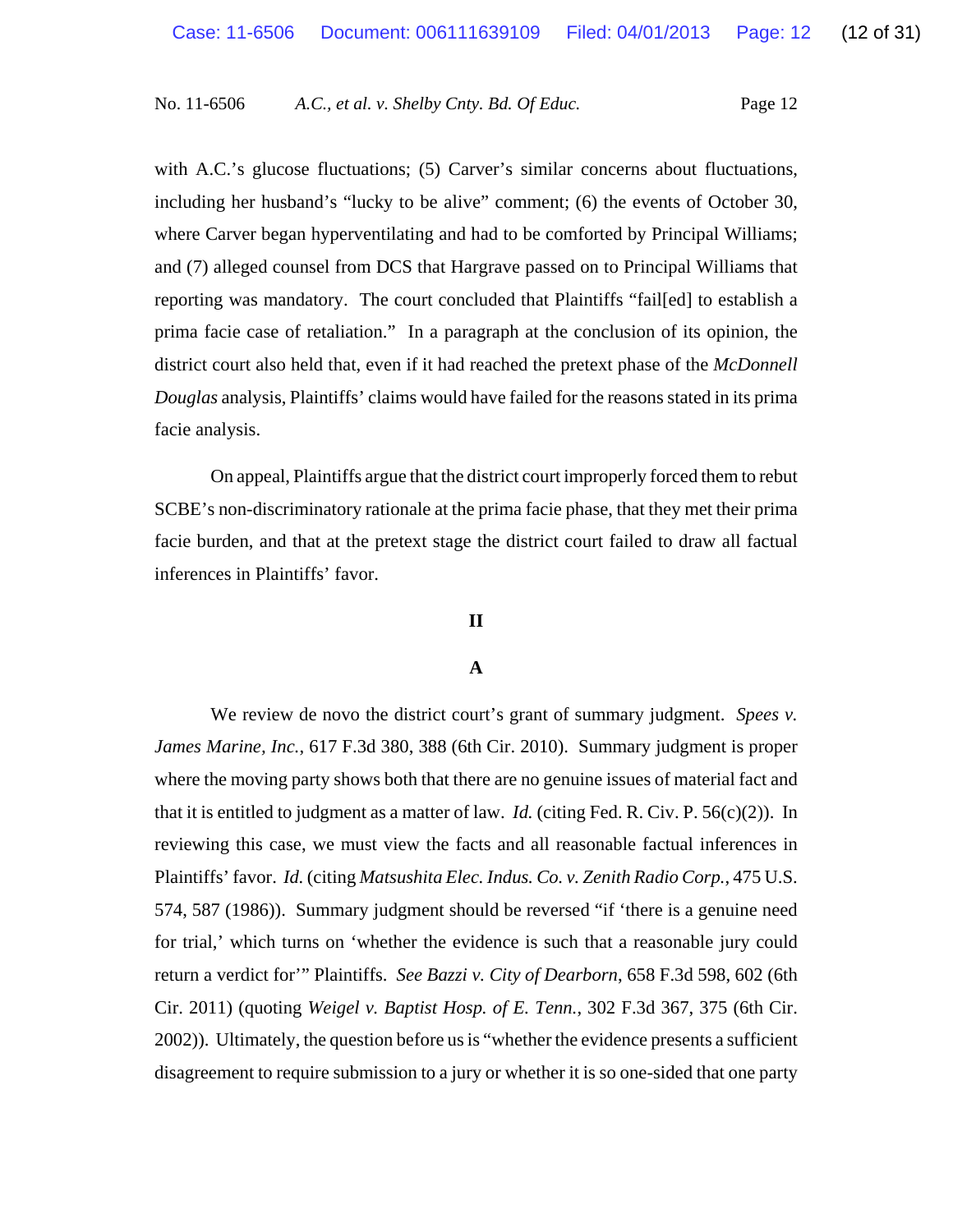with A.C.'s glucose fluctuations; (5) Carver's similar concerns about fluctuations, including her husband's "lucky to be alive" comment; (6) the events of October 30, where Carver began hyperventilating and had to be comforted by Principal Williams; and (7) alleged counsel from DCS that Hargrave passed on to Principal Williams that reporting was mandatory. The court concluded that Plaintiffs "fail[ed] to establish a prima facie case of retaliation." In a paragraph at the conclusion of its opinion, the district court also held that, even if it had reached the pretext phase of the *McDonnell Douglas* analysis, Plaintiffs' claims would have failed for the reasons stated in its prima facie analysis.

On appeal, Plaintiffs argue that the district court improperly forced them to rebut SCBE's non-discriminatory rationale at the prima facie phase, that they met their prima facie burden, and that at the pretext stage the district court failed to draw all factual inferences in Plaintiffs' favor.

## II

### A

We review de novo the district court's grant of summary judgment. *Spees v. James Marine, Inc.*, 617 F.3d 380, 388 (6th Cir. 2010). Summary judgment is proper where the moving party shows both that there are no genuine issues of material fact and that it is entitled to judgment as a matter of law. *Id.* (citing Fed. R. Civ. P. 56(c)(2)). In reviewing this case, we must view the facts and all reasonable factual inferences in Plaintiffs' favor. *Id.* (citing *Matsushita Elec. Indus. Co. v. Zenith Radio Corp.*, 475 U.S. 574, 587 (1986)). Summary judgment should be reversed "if 'there is a genuine need for trial,' which turns on 'whether the evidence is such that a reasonable jury could return a verdict for'" Plaintiffs. *See Bazzi v. City of Dearborn*, 658 F.3d 598, 602 (6th Cir. 2011) (quoting *Weigel v. Baptist Hosp. of E. Tenn.*, 302 F.3d 367, 375 (6th Cir. 2002)). Ultimately, the question before us is "whether the evidence presents a sufficient disagreement to require submission to a jury or whether it is so one-sided that one party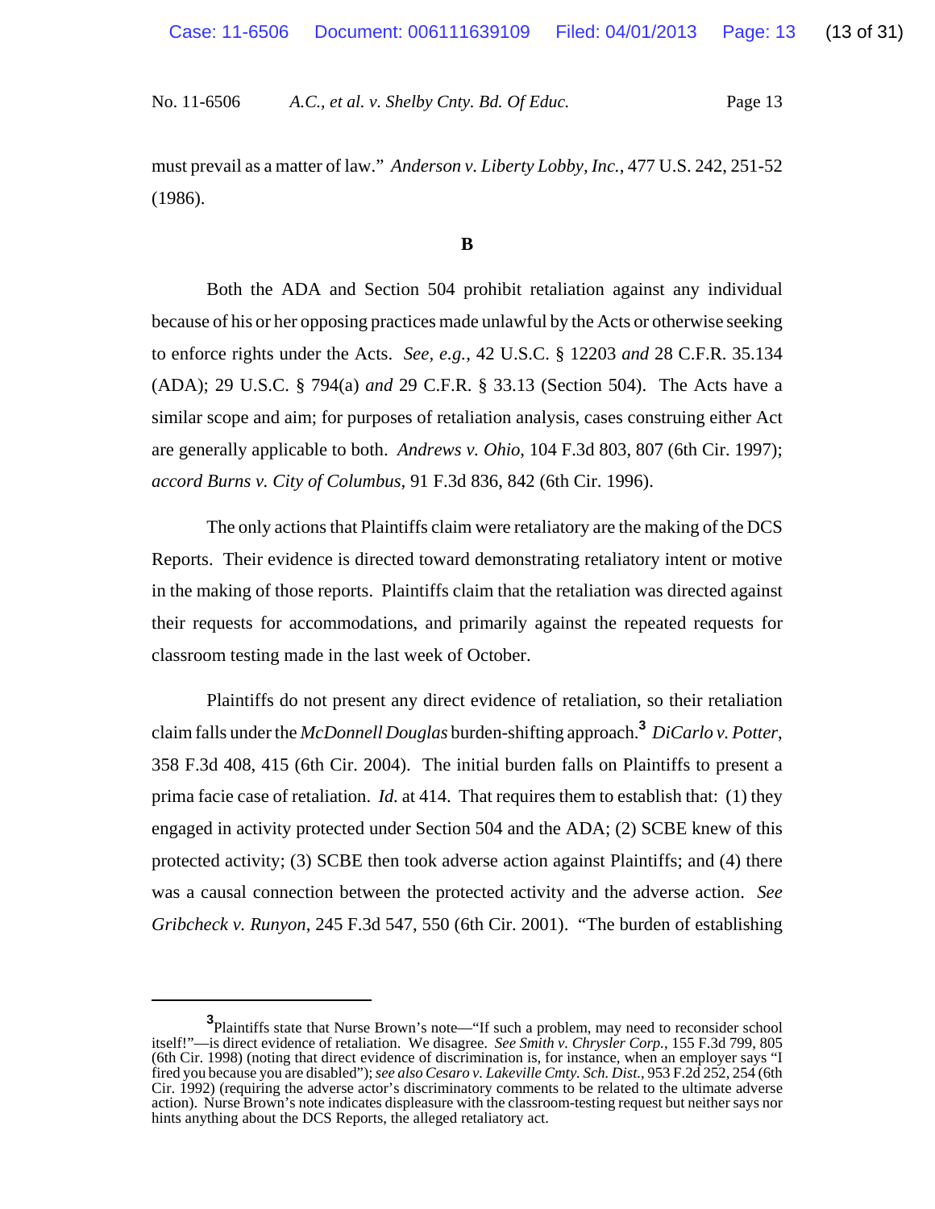must prevail as a matter of law." *Anderson v. Liberty Lobby, Inc.*, 477 U.S. 242, 251-52 (1986).

**B**

Both the ADA and Section 504 prohibit retaliation against any individual because of his or her opposing practices made unlawful by the Acts or otherwise seeking to enforce rights under the Acts. *See, e.g.*, 42 U.S.C. § 12203 *and* 28 C.F.R. 35.134 (ADA); 29 U.S.C. § 794(a) *and* 29 C.F.R. § 33.13 (Section 504). The Acts have a similar scope and aim; for purposes of retaliation analysis, cases construing either Act are generally applicable to both. *Andrews v. Ohio*, 104 F.3d 803, 807 (6th Cir. 1997); *accord Burns v. City of Columbus*, 91 F.3d 836, 842 (6th Cir. 1996).

The only actions that Plaintiffs claim were retaliatory are the making of the DCS Reports. Their evidence is directed toward demonstrating retaliatory intent or motive in the making of those reports. Plaintiffs claim that the retaliation was directed against their requests for accommodations, and primarily against the repeated requests for classroom testing made in the last week of October.

Plaintiffs do not present any direct evidence of retaliation, so their retaliation claim falls under the *McDonnell Douglas* burden-shifting approach.[3] *DiCarlo v. Potter*, 358 F.3d 408, 415 (6th Cir. 2004). The initial burden falls on Plaintiffs to present a prima facie case of retaliation. *Id.* at 414. That requires them to establish that: (1) they engaged in activity protected under Section 504 and the ADA; (2) SCBE knew of this protected activity; (3) SCBE then took adverse action against Plaintiffs; and (4) there was a causal connection between the protected activity and the adverse action. *See Gribcheck v. Runyon*, 245 F.3d 547, 550 (6th Cir. 2001). "The burden of establishing

---

[3] Plaintiffs state that Nurse Brown's note—"If such a problem, may need to reconsider school itself!"—is direct evidence of retaliation. We disagree. *See Smith v. Chrysler Corp.*, 155 F.3d 799, 805 (6th Cir. 1998) (noting that direct evidence of discrimination is, for instance, when an employer says "I fired you because you are disabled"); *see also Cesaro v. Lakeville Cmty. Sch. Dist.*, 953 F.2d 252, 254 (6th Cir. 1992) (requiring the adverse actor's discriminatory comments to be related to the ultimate adverse action). Nurse Brown's note indicates displeasure with the classroom-testing request but neither says nor hints anything about the DCS Reports, the alleged retaliatory act.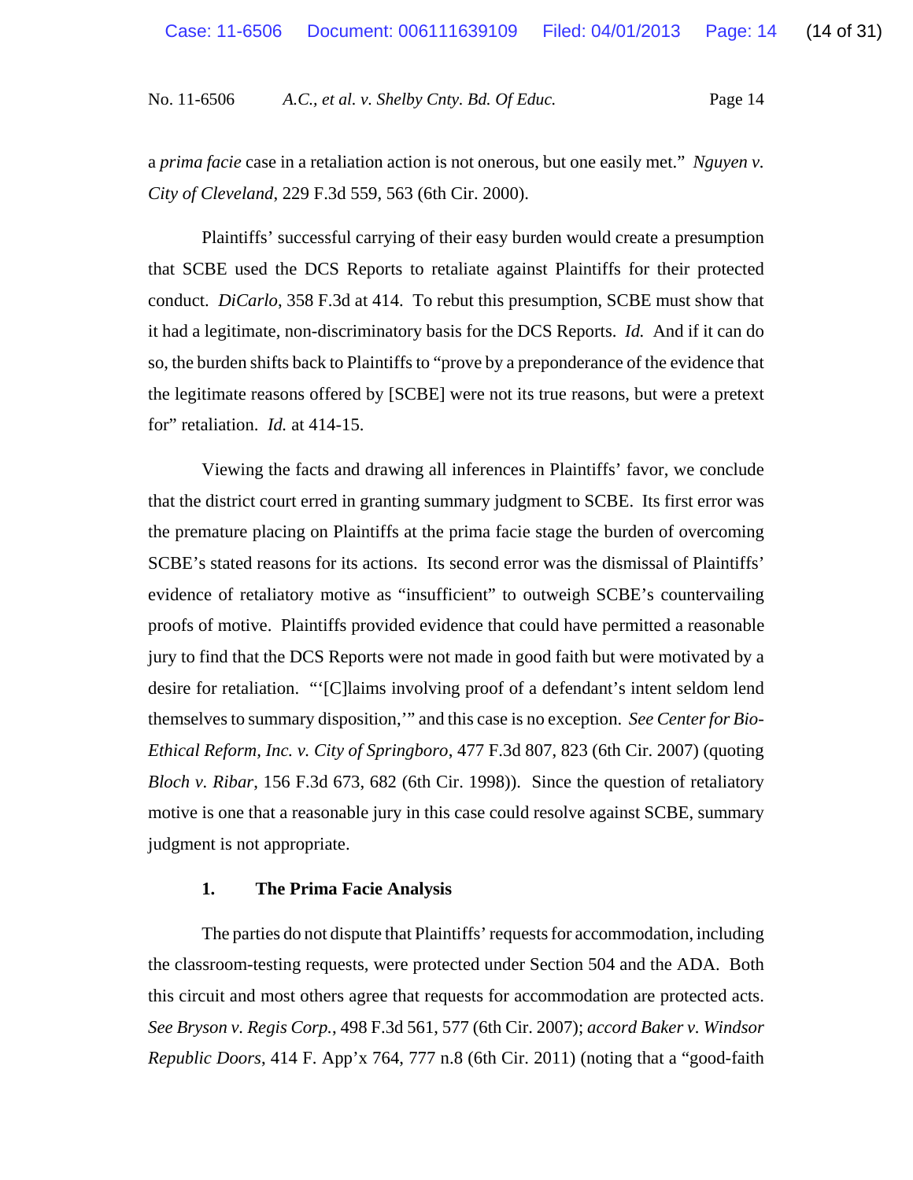a *prima facie* case in a retaliation action is not onerous, but one easily met." *Nguyen v. City of Cleveland*, 229 F.3d 559, 563 (6th Cir. 2000).

Plaintiffs' successful carrying of their easy burden would create a presumption that SCBE used the DCS Reports to retaliate against Plaintiffs for their protected conduct. *DiCarlo*, 358 F.3d at 414. To rebut this presumption, SCBE must show that it had a legitimate, non-discriminatory basis for the DCS Reports. *Id.* And if it can do so, the burden shifts back to Plaintiffs to "prove by a preponderance of the evidence that the legitimate reasons offered by [SCBE] were not its true reasons, but were a pretext for" retaliation. *Id.* at 414-15.

Viewing the facts and drawing all inferences in Plaintiffs' favor, we conclude that the district court erred in granting summary judgment to SCBE. Its first error was the premature placing on Plaintiffs at the prima facie stage the burden of overcoming SCBE's stated reasons for its actions. Its second error was the dismissal of Plaintiffs' evidence of retaliatory motive as "insufficient" to outweigh SCBE's countervailing proofs of motive. Plaintiffs provided evidence that could have permitted a reasonable jury to find that the DCS Reports were not made in good faith but were motivated by a desire for retaliation. "'[C]laims involving proof of a defendant's intent seldom lend themselves to summary disposition,'" and this case is no exception. *See Center for Bio-Ethical Reform, Inc. v. City of Springboro*, 477 F.3d 807, 823 (6th Cir. 2007) (quoting *Bloch v. Ribar*, 156 F.3d 673, 682 (6th Cir. 1998)). Since the question of retaliatory motive is one that a reasonable jury in this case could resolve against SCBE, summary judgment is not appropriate.

### 1. The Prima Facie Analysis

The parties do not dispute that Plaintiffs' requests for accommodation, including the classroom-testing requests, were protected under Section 504 and the ADA. Both this circuit and most others agree that requests for accommodation are protected acts. *See Bryson v. Regis Corp.*, 498 F.3d 561, 577 (6th Cir. 2007); *accord Baker v. Windsor Republic Doors*, 414 F. App'x 764, 777 n.8 (6th Cir. 2011) (noting that a "good-faith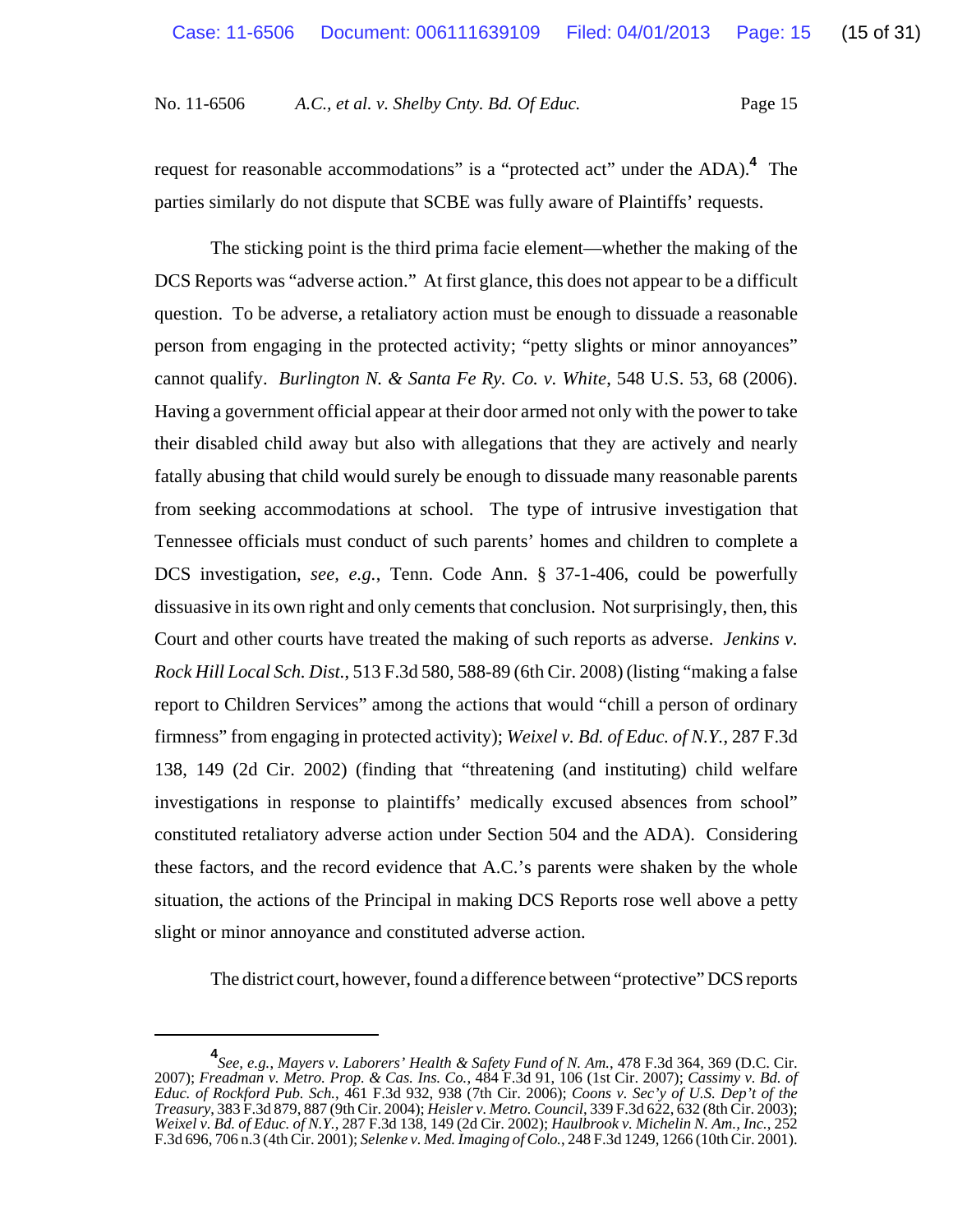request for reasonable accommodations" is a "protected act" under the ADA).[4] The parties similarly do not dispute that SCBE was fully aware of Plaintiffs' requests.

The sticking point is the third prima facie element—whether the making of the DCS Reports was "adverse action." At first glance, this does not appear to be a difficult question. To be adverse, a retaliatory action must be enough to dissuade a reasonable person from engaging in the protected activity; "petty slights or minor annoyances" cannot qualify. *Burlington N. & Santa Fe Ry. Co. v. White*, 548 U.S. 53, 68 (2006). Having a government official appear at their door armed not only with the power to take their disabled child away but also with allegations that they are actively and nearly fatally abusing that child would surely be enough to dissuade many reasonable parents from seeking accommodations at school. The type of intrusive investigation that Tennessee officials must conduct of such parents' homes and children to complete a DCS investigation, *see, e.g.*, Tenn. Code Ann. § 37-1-406, could be powerfully dissuasive in its own right and only cements that conclusion. Not surprisingly, then, this Court and other courts have treated the making of such reports as adverse. *Jenkins v. Rock Hill Local Sch. Dist.*, 513 F.3d 580, 588-89 (6th Cir. 2008) (listing "making a false report to Children Services" among the actions that would "chill a person of ordinary firmness" from engaging in protected activity); *Weixel v. Bd. of Educ. of N.Y.*, 287 F.3d 138, 149 (2d Cir. 2002) (finding that "threatening (and instituting) child welfare investigations in response to plaintiffs' medically excused absences from school" constituted retaliatory adverse action under Section 504 and the ADA). Considering these factors, and the record evidence that A.C.'s parents were shaken by the whole situation, the actions of the Principal in making DCS Reports rose well above a petty slight or minor annoyance and constituted adverse action.

The district court, however, found a difference between "protective" DCS reports

---

[4] *See, e.g.*, *Mayers v. Laborers' Health & Safety Fund of N. Am.*, 478 F.3d 364, 369 (D.C. Cir. 2007); *Freadman v. Metro. Prop. & Cas. Ins. Co.*, 484 F.3d 91, 106 (1st Cir. 2007); *Cassimy v. Bd. of Educ. of Rockford Pub. Sch.*, 461 F.3d 932, 938 (7th Cir. 2006); *Coons v. Sec'y of U.S. Dep't of the Treasury*, 383 F.3d 879, 887 (9th Cir. 2004); *Heisler v. Metro. Council*, 339 F.3d 622, 632 (8th Cir. 2003); *Weixel v. Bd. of Educ. of N.Y.*, 287 F.3d 138, 149 (2d Cir. 2002); *Haulbrook v. Michelin N. Am., Inc.*, 252 F.3d 696, 706 n.3 (4th Cir. 2001); *Selenke v. Med. Imaging of Colo.*, 248 F.3d 1249, 1266 (10th Cir. 2001).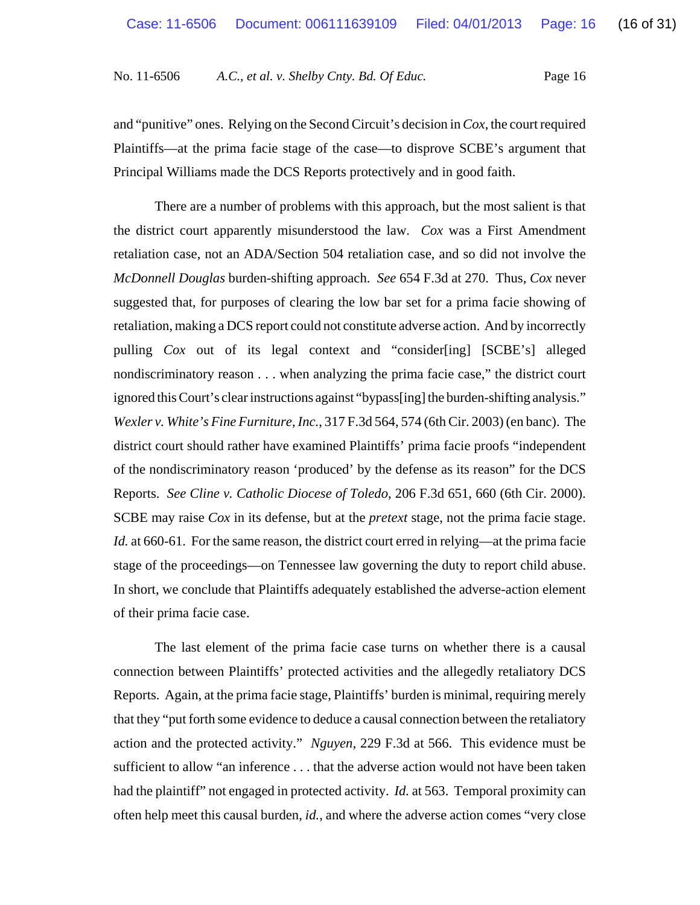and "punitive" ones. Relying on the Second Circuit's decision in *Cox*, the court required Plaintiffs—at the prima facie stage of the case—to disprove SCBE's argument that Principal Williams made the DCS Reports protectively and in good faith.

There are a number of problems with this approach, but the most salient is that the district court apparently misunderstood the law. *Cox* was a First Amendment retaliation case, not an ADA/Section 504 retaliation case, and so did not involve the *McDonnell Douglas* burden-shifting approach. *See* 654 F.3d at 270. Thus, *Cox* never suggested that, for purposes of clearing the low bar set for a prima facie showing of retaliation, making a DCS report could not constitute adverse action. And by incorrectly pulling *Cox* out of its legal context and "consider[ing] [SCBE's] alleged nondiscriminatory reason . . . when analyzing the prima facie case," the district court ignored this Court's clear instructions against "bypass[ing] the burden-shifting analysis." *Wexler v. White's Fine Furniture, Inc.*, 317 F.3d 564, 574 (6th Cir. 2003) (en banc). The district court should rather have examined Plaintiffs' prima facie proofs "independent of the nondiscriminatory reason 'produced' by the defense as its reason" for the DCS Reports. *See Cline v. Catholic Diocese of Toledo*, 206 F.3d 651, 660 (6th Cir. 2000). SCBE may raise *Cox* in its defense, but at the *pretext* stage, not the prima facie stage. *Id.* at 660-61. For the same reason, the district court erred in relying—at the prima facie stage of the proceedings—on Tennessee law governing the duty to report child abuse. In short, we conclude that Plaintiffs adequately established the adverse-action element of their prima facie case.

The last element of the prima facie case turns on whether there is a causal connection between Plaintiffs' protected activities and the allegedly retaliatory DCS Reports. Again, at the prima facie stage, Plaintiffs' burden is minimal, requiring merely that they "put forth some evidence to deduce a causal connection between the retaliatory action and the protected activity." *Nguyen*, 229 F.3d at 566. This evidence must be sufficient to allow "an inference . . . that the adverse action would not have been taken had the plaintiff" not engaged in protected activity. *Id.* at 563. Temporal proximity can often help meet this causal burden, *id.*, and where the adverse action comes "very close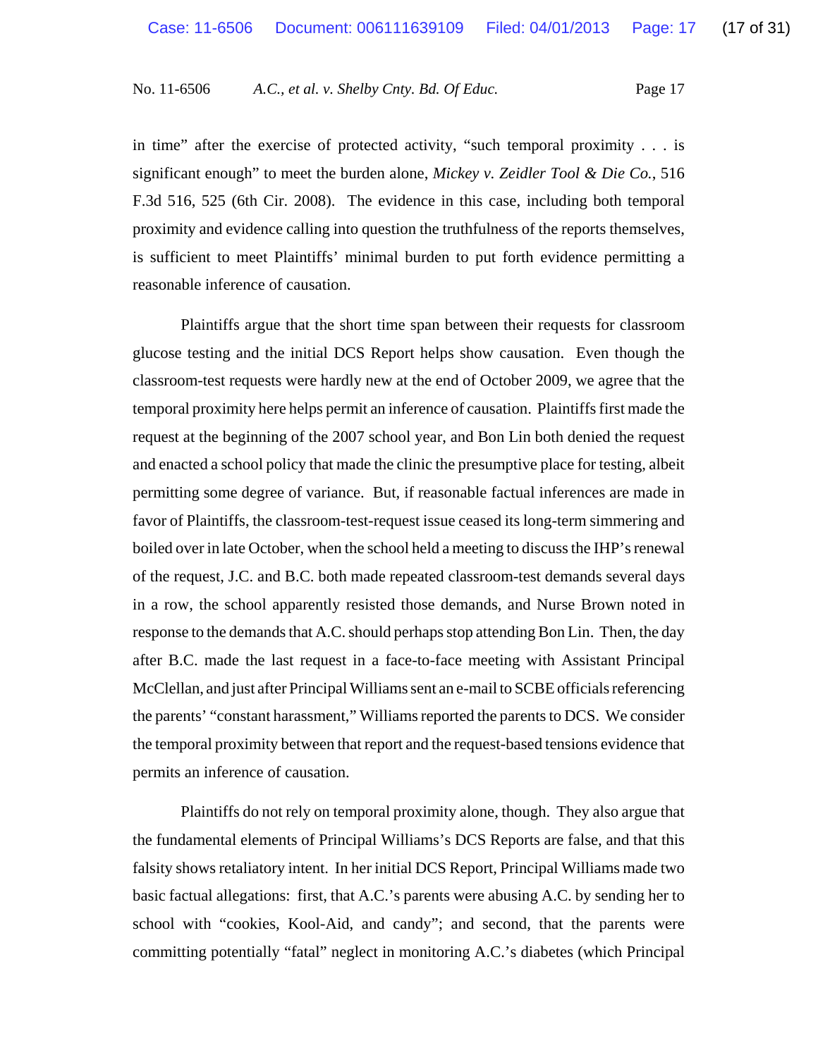in time" after the exercise of protected activity, "such temporal proximity . . . is significant enough" to meet the burden alone, *Mickey v. Zeidler Tool & Die Co.*, 516 F.3d 516, 525 (6th Cir. 2008). The evidence in this case, including both temporal proximity and evidence calling into question the truthfulness of the reports themselves, is sufficient to meet Plaintiffs' minimal burden to put forth evidence permitting a reasonable inference of causation.

Plaintiffs argue that the short time span between their requests for classroom glucose testing and the initial DCS Report helps show causation. Even though the classroom-test requests were hardly new at the end of October 2009, we agree that the temporal proximity here helps permit an inference of causation. Plaintiffs first made the request at the beginning of the 2007 school year, and Bon Lin both denied the request and enacted a school policy that made the clinic the presumptive place for testing, albeit permitting some degree of variance. But, if reasonable factual inferences are made in favor of Plaintiffs, the classroom-test-request issue ceased its long-term simmering and boiled over in late October, when the school held a meeting to discuss the IHP's renewal of the request, J.C. and B.C. both made repeated classroom-test demands several days in a row, the school apparently resisted those demands, and Nurse Brown noted in response to the demands that A.C. should perhaps stop attending Bon Lin. Then, the day after B.C. made the last request in a face-to-face meeting with Assistant Principal McClellan, and just after Principal Williams sent an e-mail to SCBE officials referencing the parents' "constant harassment," Williams reported the parents to DCS. We consider the temporal proximity between that report and the request-based tensions evidence that permits an inference of causation.

Plaintiffs do not rely on temporal proximity alone, though. They also argue that the fundamental elements of Principal Williams's DCS Reports are false, and that this falsity shows retaliatory intent. In her initial DCS Report, Principal Williams made two basic factual allegations: first, that A.C.'s parents were abusing A.C. by sending her to school with "cookies, Kool-Aid, and candy"; and second, that the parents were committing potentially "fatal" neglect in monitoring A.C.'s diabetes (which Principal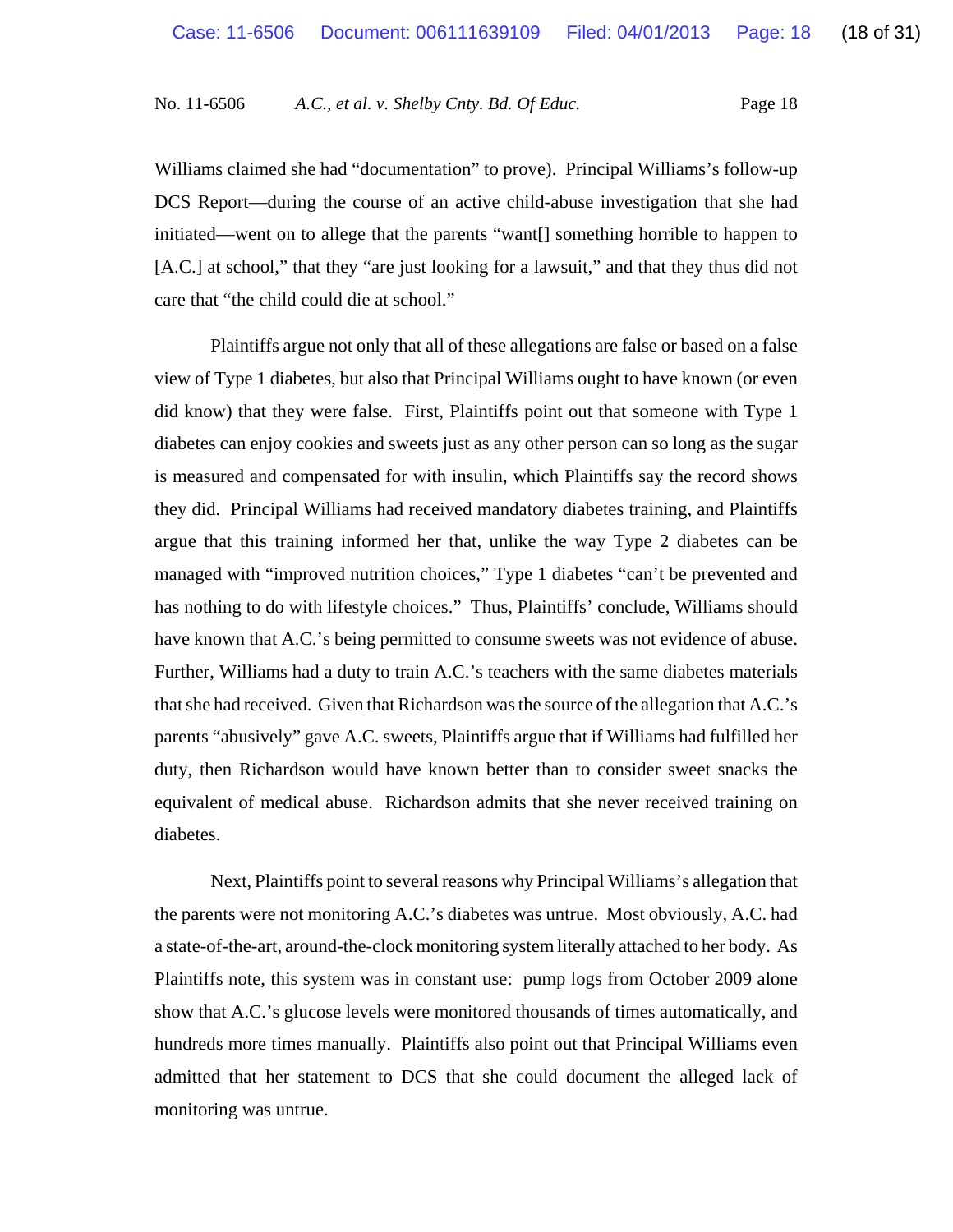Williams claimed she had "documentation" to prove). Principal Williams's follow-up DCS Report—during the course of an active child-abuse investigation that she had initiated—went on to allege that the parents "want[] something horrible to happen to [A.C.] at school," that they "are just looking for a lawsuit," and that they thus did not care that "the child could die at school."

Plaintiffs argue not only that all of these allegations are false or based on a false view of Type 1 diabetes, but also that Principal Williams ought to have known (or even did know) that they were false. First, Plaintiffs point out that someone with Type 1 diabetes can enjoy cookies and sweets just as any other person can so long as the sugar is measured and compensated for with insulin, which Plaintiffs say the record shows they did. Principal Williams had received mandatory diabetes training, and Plaintiffs argue that this training informed her that, unlike the way Type 2 diabetes can be managed with "improved nutrition choices," Type 1 diabetes "can't be prevented and has nothing to do with lifestyle choices." Thus, Plaintiffs' conclude, Williams should have known that A.C.'s being permitted to consume sweets was not evidence of abuse. Further, Williams had a duty to train A.C.'s teachers with the same diabetes materials that she had received. Given that Richardson was the source of the allegation that A.C.'s parents "abusively" gave A.C. sweets, Plaintiffs argue that if Williams had fulfilled her duty, then Richardson would have known better than to consider sweet snacks the equivalent of medical abuse. Richardson admits that she never received training on diabetes.

Next, Plaintiffs point to several reasons why Principal Williams's allegation that the parents were not monitoring A.C.'s diabetes was untrue. Most obviously, A.C. had a state-of-the-art, around-the-clock monitoring system literally attached to her body. As Plaintiffs note, this system was in constant use: pump logs from October 2009 alone show that A.C.'s glucose levels were monitored thousands of times automatically, and hundreds more times manually. Plaintiffs also point out that Principal Williams even admitted that her statement to DCS that she could document the alleged lack of monitoring was untrue.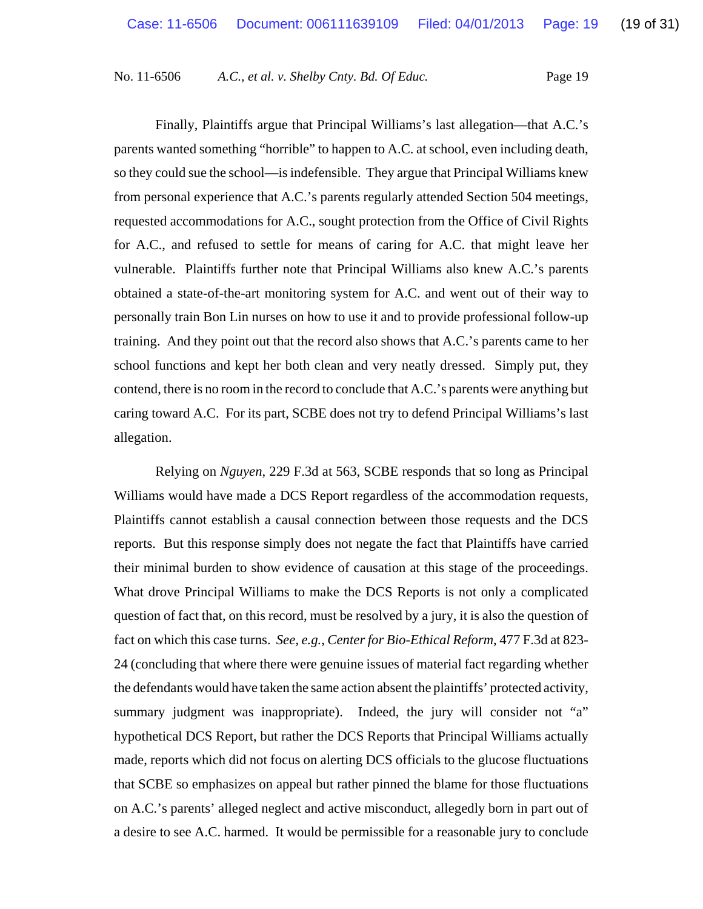Finally, Plaintiffs argue that Principal Williams's last allegation—that A.C.'s parents wanted something "horrible" to happen to A.C. at school, even including death, so they could sue the school—is indefensible. They argue that Principal Williams knew from personal experience that A.C.'s parents regularly attended Section 504 meetings, requested accommodations for A.C., sought protection from the Office of Civil Rights for A.C., and refused to settle for means of caring for A.C. that might leave her vulnerable. Plaintiffs further note that Principal Williams also knew A.C.'s parents obtained a state-of-the-art monitoring system for A.C. and went out of their way to personally train Bon Lin nurses on how to use it and to provide professional follow-up training. And they point out that the record also shows that A.C.'s parents came to her school functions and kept her both clean and very neatly dressed. Simply put, they contend, there is no room in the record to conclude that A.C.'s parents were anything but caring toward A.C. For its part, SCBE does not try to defend Principal Williams's last allegation.

Relying on *Nguyen*, 229 F.3d at 563, SCBE responds that so long as Principal Williams would have made a DCS Report regardless of the accommodation requests, Plaintiffs cannot establish a causal connection between those requests and the DCS reports. But this response simply does not negate the fact that Plaintiffs have carried their minimal burden to show evidence of causation at this stage of the proceedings. What drove Principal Williams to make the DCS Reports is not only a complicated question of fact that, on this record, must be resolved by a jury, it is also the question of fact on which this case turns. *See, e.g.*, *Center for Bio-Ethical Reform*, 477 F.3d at 823-24 (concluding that where there were genuine issues of material fact regarding whether the defendants would have taken the same action absent the plaintiffs' protected activity, summary judgment was inappropriate). Indeed, the jury will consider not "a" hypothetical DCS Report, but rather the DCS Reports that Principal Williams actually made, reports which did not focus on alerting DCS officials to the glucose fluctuations that SCBE so emphasizes on appeal but rather pinned the blame for those fluctuations on A.C.'s parents' alleged neglect and active misconduct, allegedly born in part out of a desire to see A.C. harmed. It would be permissible for a reasonable jury to conclude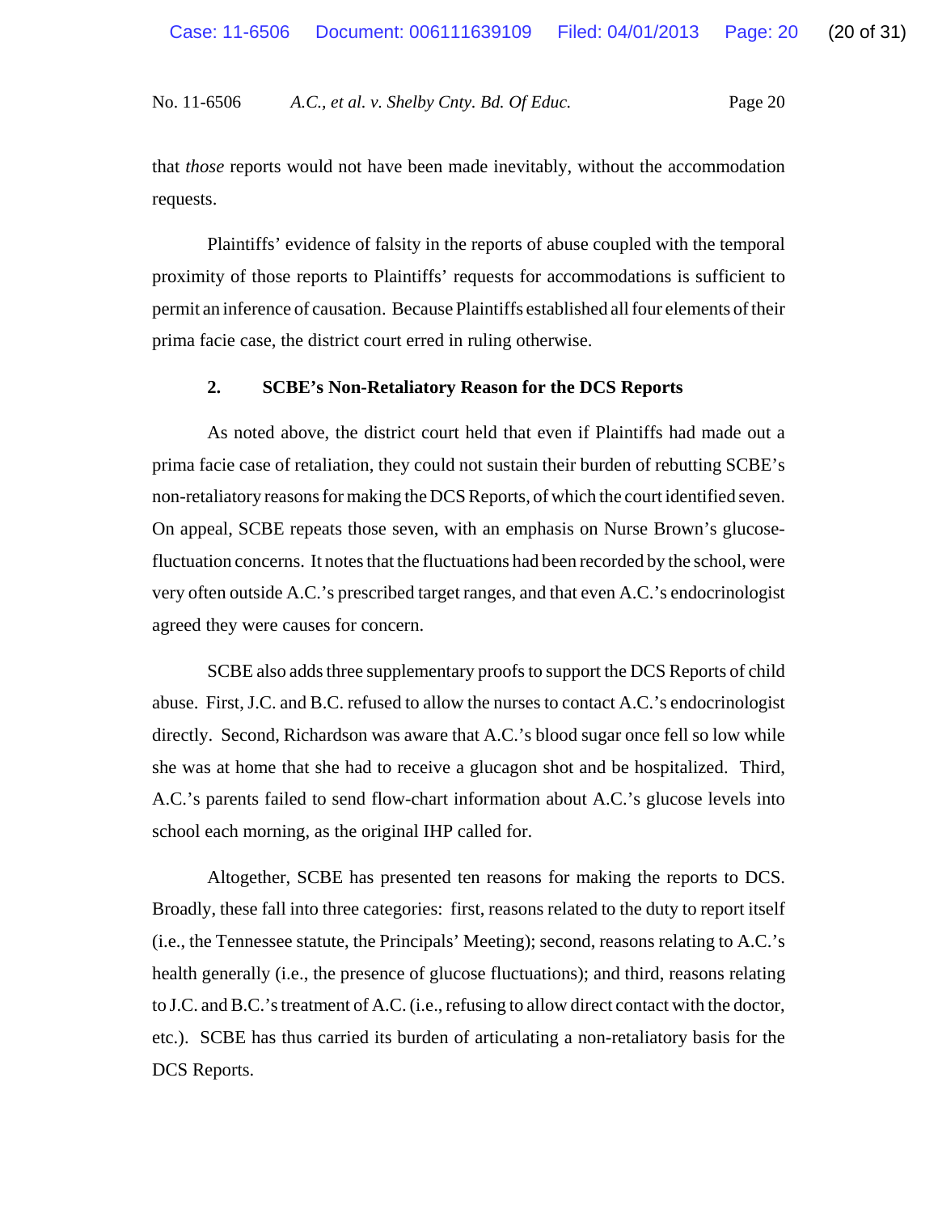that *those* reports would not have been made inevitably, without the accommodation requests.

Plaintiffs' evidence of falsity in the reports of abuse coupled with the temporal proximity of those reports to Plaintiffs' requests for accommodations is sufficient to permit an inference of causation. Because Plaintiffs established all four elements of their prima facie case, the district court erred in ruling otherwise.

### 2. SCBE's Non-Retaliatory Reason for the DCS Reports

As noted above, the district court held that even if Plaintiffs had made out a prima facie case of retaliation, they could not sustain their burden of rebutting SCBE's non-retaliatory reasons for making the DCS Reports, of which the court identified seven. On appeal, SCBE repeats those seven, with an emphasis on Nurse Brown's glucose-fluctuation concerns. It notes that the fluctuations had been recorded by the school, were very often outside A.C.'s prescribed target ranges, and that even A.C.'s endocrinologist agreed they were causes for concern.

SCBE also adds three supplementary proofs to support the DCS Reports of child abuse. First, J.C. and B.C. refused to allow the nurses to contact A.C.'s endocrinologist directly. Second, Richardson was aware that A.C.'s blood sugar once fell so low while she was at home that she had to receive a glucagon shot and be hospitalized. Third, A.C.'s parents failed to send flow-chart information about A.C.'s glucose levels into school each morning, as the original IHP called for.

Altogether, SCBE has presented ten reasons for making the reports to DCS. Broadly, these fall into three categories: first, reasons related to the duty to report itself (i.e., the Tennessee statute, the Principals' Meeting); second, reasons relating to A.C.'s health generally (i.e., the presence of glucose fluctuations); and third, reasons relating to J.C. and B.C.'s treatment of A.C. (i.e., refusing to allow direct contact with the doctor, etc.). SCBE has thus carried its burden of articulating a non-retaliatory basis for the DCS Reports.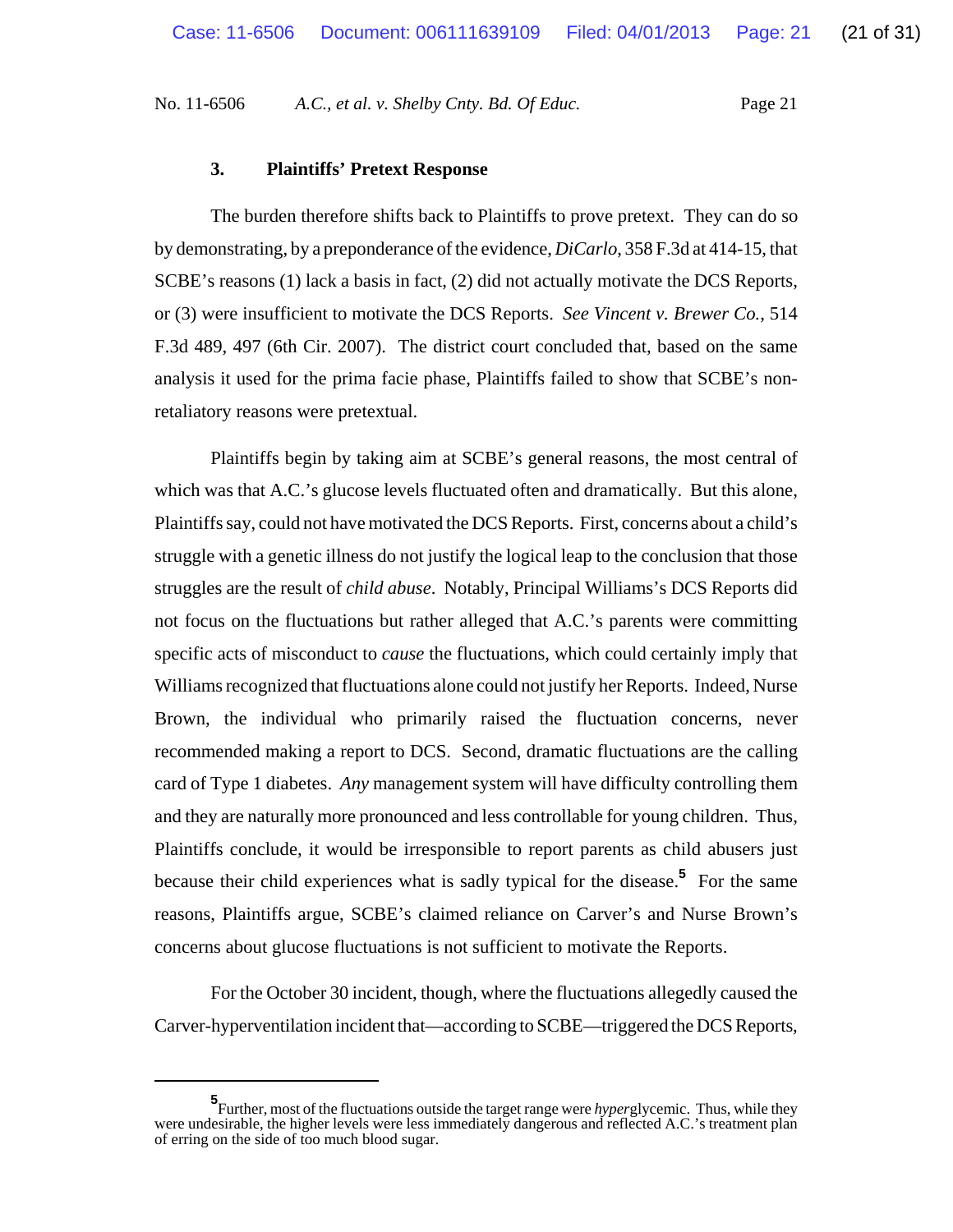### 3. Plaintiffs' Pretext Response

The burden therefore shifts back to Plaintiffs to prove pretext. They can do so by demonstrating, by a preponderance of the evidence, *DiCarlo*, 358 F.3d at 414-15, that SCBE's reasons (1) lack a basis in fact, (2) did not actually motivate the DCS Reports, or (3) were insufficient to motivate the DCS Reports. *See Vincent v. Brewer Co.*, 514 F.3d 489, 497 (6th Cir. 2007). The district court concluded that, based on the same analysis it used for the prima facie phase, Plaintiffs failed to show that SCBE's non-retaliatory reasons were pretextual.

Plaintiffs begin by taking aim at SCBE's general reasons, the most central of which was that A.C.'s glucose levels fluctuated often and dramatically. But this alone, Plaintiffs say, could not have motivated the DCS Reports. First, concerns about a child's struggle with a genetic illness do not justify the logical leap to the conclusion that those struggles are the result of *child abuse*. Notably, Principal Williams's DCS Reports did not focus on the fluctuations but rather alleged that A.C.'s parents were committing specific acts of misconduct to *cause* the fluctuations, which could certainly imply that Williams recognized that fluctuations alone could not justify her Reports. Indeed, Nurse Brown, the individual who primarily raised the fluctuation concerns, never recommended making a report to DCS. Second, dramatic fluctuations are the calling card of Type 1 diabetes. *Any* management system will have difficulty controlling them and they are naturally more pronounced and less controllable for young children. Thus, Plaintiffs conclude, it would be irresponsible to report parents as child abusers just because their child experiences what is sadly typical for the disease.[5] For the same reasons, Plaintiffs argue, SCBE's claimed reliance on Carver's and Nurse Brown's concerns about glucose fluctuations is not sufficient to motivate the Reports.

For the October 30 incident, though, where the fluctuations allegedly caused the Carver-hyperventilation incident that—according to SCBE—triggered the DCS Reports,

---

[5] Further, most of the fluctuations outside the target range were *hyper*glycemic. Thus, while they were undesirable, the higher levels were less immediately dangerous and reflected A.C.'s treatment plan of erring on the side of too much blood sugar.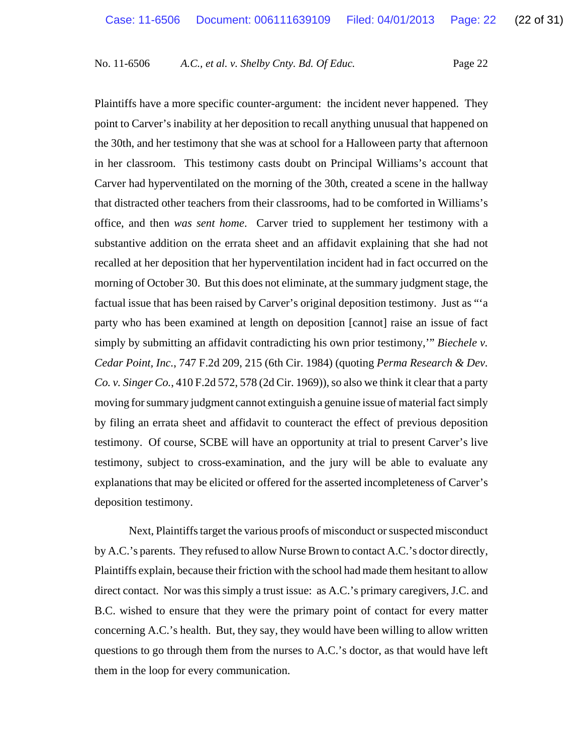Plaintiffs have a more specific counter-argument: the incident never happened. They point to Carver's inability at her deposition to recall anything unusual that happened on the 30th, and her testimony that she was at school for a Halloween party that afternoon in her classroom. This testimony casts doubt on Principal Williams's account that Carver had hyperventilated on the morning of the 30th, created a scene in the hallway that distracted other teachers from their classrooms, had to be comforted in Williams's office, and then *was sent home*. Carver tried to supplement her testimony with a substantive addition on the errata sheet and an affidavit explaining that she had not recalled at her deposition that her hyperventilation incident had in fact occurred on the morning of October 30. But this does not eliminate, at the summary judgment stage, the factual issue that has been raised by Carver's original deposition testimony. Just as "'a party who has been examined at length on deposition [cannot] raise an issue of fact simply by submitting an affidavit contradicting his own prior testimony,'" *Biechele v. Cedar Point, Inc.*, 747 F.2d 209, 215 (6th Cir. 1984) (quoting *Perma Research & Dev. Co. v. Singer Co.*, 410 F.2d 572, 578 (2d Cir. 1969)), so also we think it clear that a party moving for summary judgment cannot extinguish a genuine issue of material fact simply by filing an errata sheet and affidavit to counteract the effect of previous deposition testimony. Of course, SCBE will have an opportunity at trial to present Carver's live testimony, subject to cross-examination, and the jury will be able to evaluate any explanations that may be elicited or offered for the asserted incompleteness of Carver's deposition testimony.

Next, Plaintiffs target the various proofs of misconduct or suspected misconduct by A.C.'s parents. They refused to allow Nurse Brown to contact A.C.'s doctor directly, Plaintiffs explain, because their friction with the school had made them hesitant to allow direct contact. Nor was this simply a trust issue: as A.C.'s primary caregivers, J.C. and B.C. wished to ensure that they were the primary point of contact for every matter concerning A.C.'s health. But, they say, they would have been willing to allow written questions to go through them from the nurses to A.C.'s doctor, as that would have left them in the loop for every communication.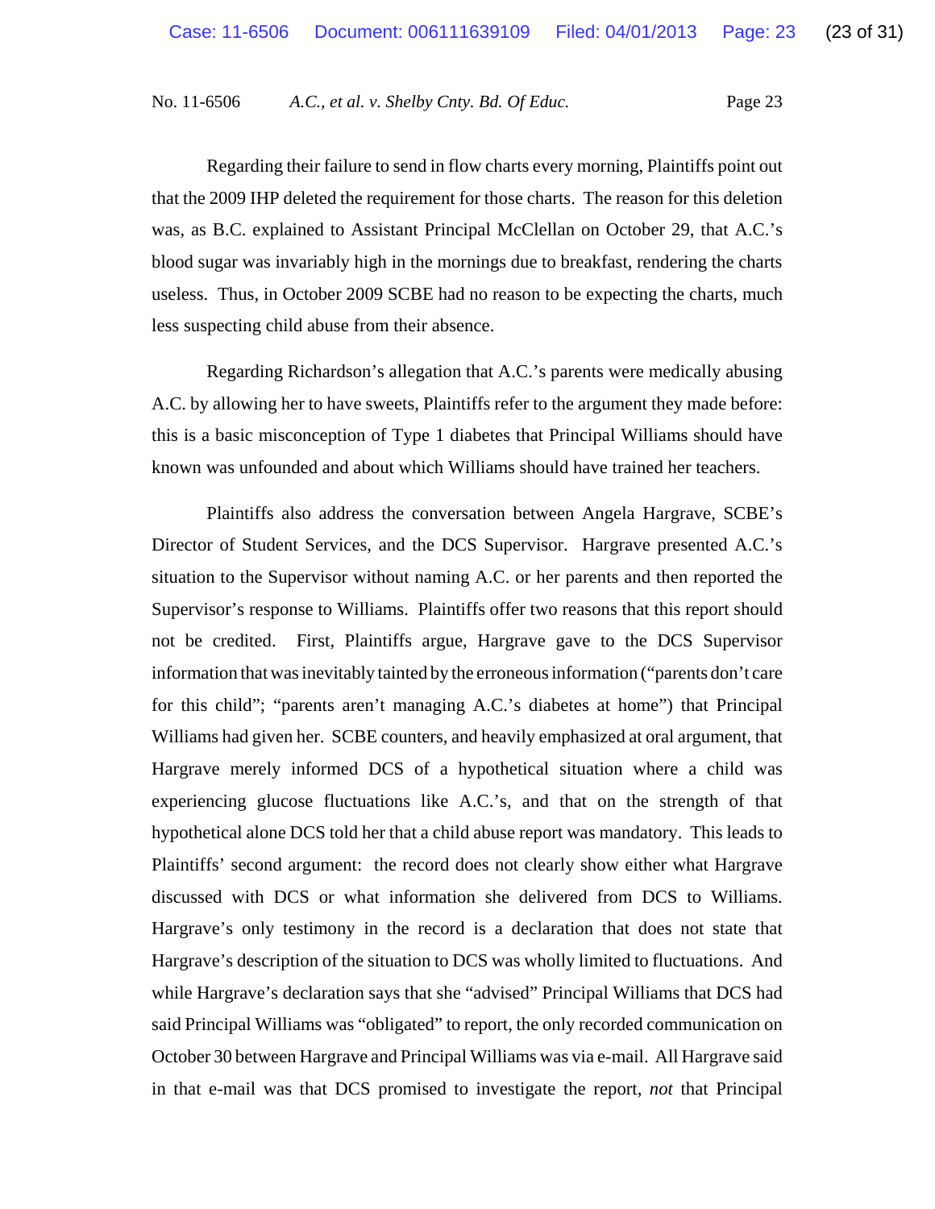Regarding their failure to send in flow charts every morning, Plaintiffs point out that the 2009 IHP deleted the requirement for those charts. The reason for this deletion was, as B.C. explained to Assistant Principal McClellan on October 29, that A.C.'s blood sugar was invariably high in the mornings due to breakfast, rendering the charts useless. Thus, in October 2009 SCBE had no reason to be expecting the charts, much less suspecting child abuse from their absence.

Regarding Richardson's allegation that A.C.'s parents were medically abusing A.C. by allowing her to have sweets, Plaintiffs refer to the argument they made before: this is a basic misconception of Type 1 diabetes that Principal Williams should have known was unfounded and about which Williams should have trained her teachers.

Plaintiffs also address the conversation between Angela Hargrave, SCBE's Director of Student Services, and the DCS Supervisor. Hargrave presented A.C.'s situation to the Supervisor without naming A.C. or her parents and then reported the Supervisor's response to Williams. Plaintiffs offer two reasons that this report should not be credited. First, Plaintiffs argue, Hargrave gave to the DCS Supervisor information that was inevitably tainted by the erroneous information ("parents don't care for this child"; "parents aren't managing A.C.'s diabetes at home") that Principal Williams had given her. SCBE counters, and heavily emphasized at oral argument, that Hargrave merely informed DCS of a hypothetical situation where a child was experiencing glucose fluctuations like A.C.'s, and that on the strength of that hypothetical alone DCS told her that a child abuse report was mandatory. This leads to Plaintiffs' second argument: the record does not clearly show either what Hargrave discussed with DCS or what information she delivered from DCS to Williams. Hargrave's only testimony in the record is a declaration that does not state that Hargrave's description of the situation to DCS was wholly limited to fluctuations. And while Hargrave's declaration says that she "advised" Principal Williams that DCS had said Principal Williams was "obligated" to report, the only recorded communication on October 30 between Hargrave and Principal Williams was via e-mail. All Hargrave said in that e-mail was that DCS promised to investigate the report, *not* that Principal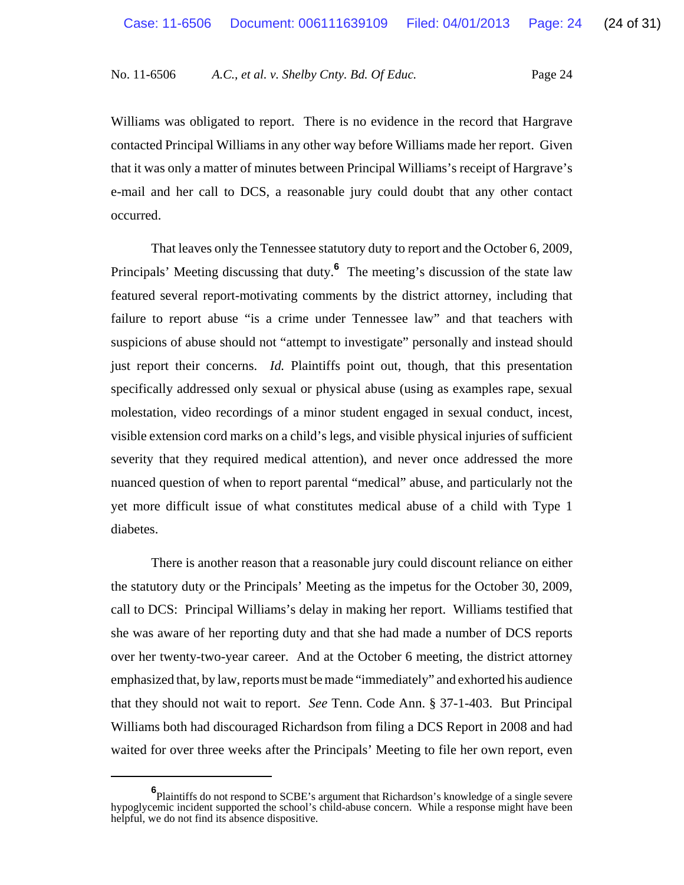Williams was obligated to report. There is no evidence in the record that Hargrave contacted Principal Williams in any other way before Williams made her report. Given that it was only a matter of minutes between Principal Williams's receipt of Hargrave's e-mail and her call to DCS, a reasonable jury could doubt that any other contact occurred.

That leaves only the Tennessee statutory duty to report and the October 6, 2009, Principals' Meeting discussing that duty.[6] The meeting's discussion of the state law featured several report-motivating comments by the district attorney, including that failure to report abuse "is a crime under Tennessee law" and that teachers with suspicions of abuse should not "attempt to investigate" personally and instead should just report their concerns. *Id.* Plaintiffs point out, though, that this presentation specifically addressed only sexual or physical abuse (using as examples rape, sexual molestation, video recordings of a minor student engaged in sexual conduct, incest, visible extension cord marks on a child's legs, and visible physical injuries of sufficient severity that they required medical attention), and never once addressed the more nuanced question of when to report parental "medical" abuse, and particularly not the yet more difficult issue of what constitutes medical abuse of a child with Type 1 diabetes.

There is another reason that a reasonable jury could discount reliance on either the statutory duty or the Principals' Meeting as the impetus for the October 30, 2009, call to DCS: Principal Williams's delay in making her report. Williams testified that she was aware of her reporting duty and that she had made a number of DCS reports over her twenty-two-year career. And at the October 6 meeting, the district attorney emphasized that, by law, reports must be made "immediately" and exhorted his audience that they should not wait to report. *See* Tenn. Code Ann. § 37-1-403. But Principal Williams both had discouraged Richardson from filing a DCS Report in 2008 and had waited for over three weeks after the Principals' Meeting to file her own report, even

---

[6] Plaintiffs do not respond to SCBE's argument that Richardson's knowledge of a single severe hypoglycemic incident supported the school's child-abuse concern. While a response might have been helpful, we do not find its absence dispositive.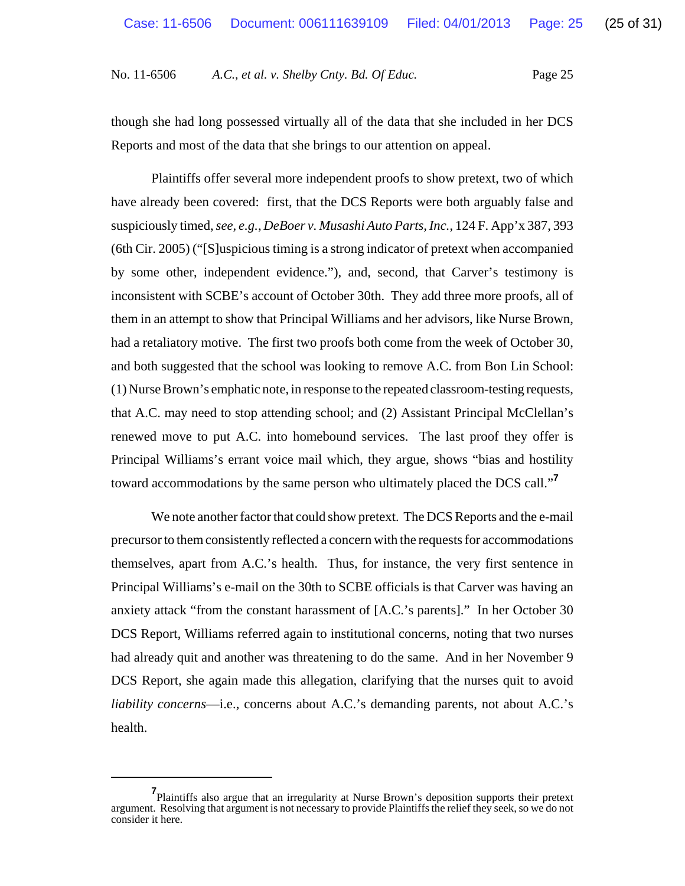though she had long possessed virtually all of the data that she included in her DCS Reports and most of the data that she brings to our attention on appeal.

Plaintiffs offer several more independent proofs to show pretext, two of which have already been covered: first, that the DCS Reports were both arguably false and suspiciously timed, *see, e.g.*, *DeBoer v. Musashi Auto Parts, Inc.*, 124 F. App'x 387, 393 (6th Cir. 2005) ("[S]uspicious timing is a strong indicator of pretext when accompanied by some other, independent evidence."), and, second, that Carver's testimony is inconsistent with SCBE's account of October 30th. They add three more proofs, all of them in an attempt to show that Principal Williams and her advisors, like Nurse Brown, had a retaliatory motive. The first two proofs both come from the week of October 30, and both suggested that the school was looking to remove A.C. from Bon Lin School: (1) Nurse Brown's emphatic note, in response to the repeated classroom-testing requests, that A.C. may need to stop attending school; and (2) Assistant Principal McClellan's renewed move to put A.C. into homebound services. The last proof they offer is Principal Williams's errant voice mail which, they argue, shows "bias and hostility toward accommodations by the same person who ultimately placed the DCS call."[7]

We note another factor that could show pretext. The DCS Reports and the e-mail precursor to them consistently reflected a concern with the requests for accommodations themselves, apart from A.C.'s health. Thus, for instance, the very first sentence in Principal Williams's e-mail on the 30th to SCBE officials is that Carver was having an anxiety attack "from the constant harassment of [A.C.'s parents]." In her October 30 DCS Report, Williams referred again to institutional concerns, noting that two nurses had already quit and another was threatening to do the same. And in her November 9 DCS Report, she again made this allegation, clarifying that the nurses quit to avoid *liability concerns*—i.e., concerns about A.C.'s demanding parents, not about A.C.'s health.

---

[7] Plaintiffs also argue that an irregularity at Nurse Brown's deposition supports their pretext argument. Resolving that argument is not necessary to provide Plaintiffs the relief they seek, so we do not consider it here.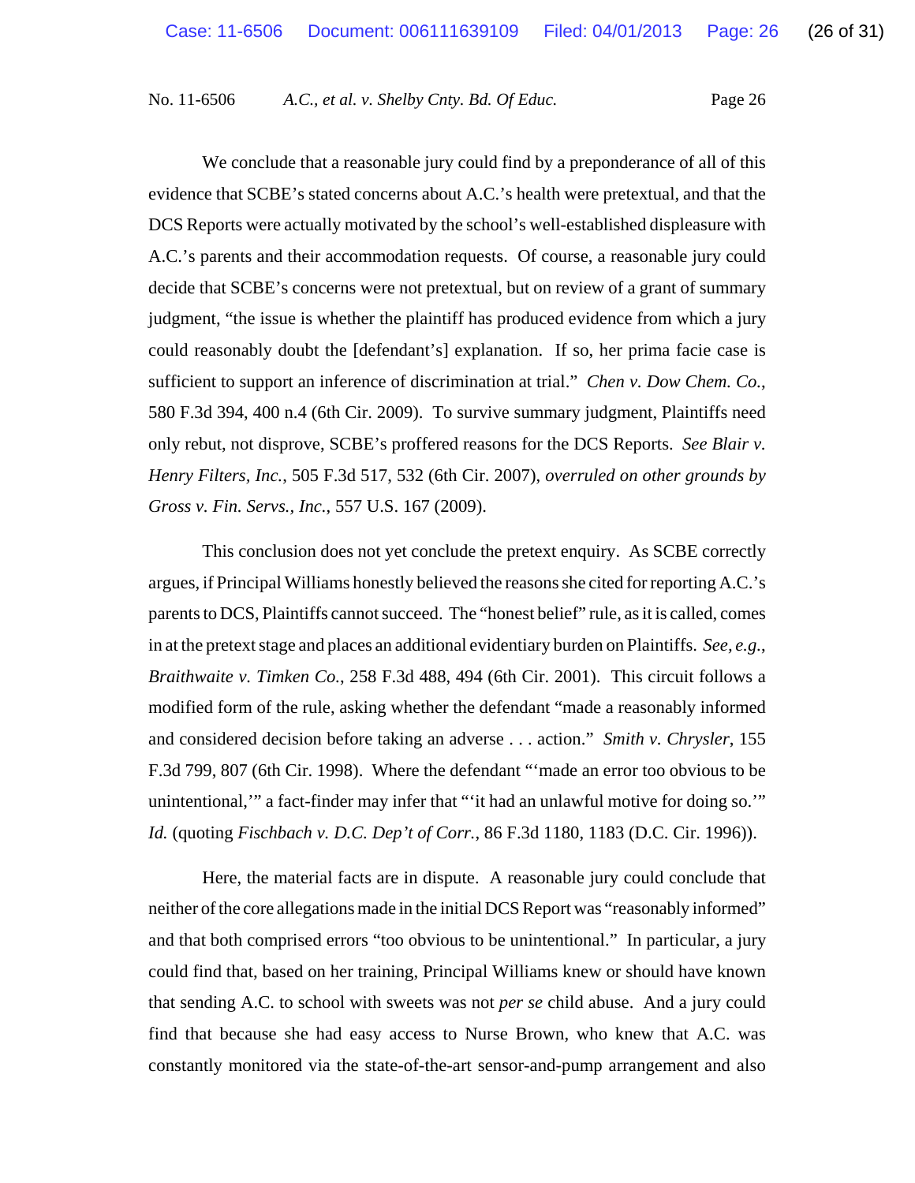We conclude that a reasonable jury could find by a preponderance of all of this evidence that SCBE's stated concerns about A.C.'s health were pretextual, and that the DCS Reports were actually motivated by the school's well-established displeasure with A.C.'s parents and their accommodation requests. Of course, a reasonable jury could decide that SCBE's concerns were not pretextual, but on review of a grant of summary judgment, "the issue is whether the plaintiff has produced evidence from which a jury could reasonably doubt the [defendant's] explanation. If so, her prima facie case is sufficient to support an inference of discrimination at trial." *Chen v. Dow Chem. Co.*, 580 F.3d 394, 400 n.4 (6th Cir. 2009). To survive summary judgment, Plaintiffs need only rebut, not disprove, SCBE's proffered reasons for the DCS Reports. *See Blair v. Henry Filters, Inc.*, 505 F.3d 517, 532 (6th Cir. 2007), *overruled on other grounds by Gross v. Fin. Servs., Inc.*, 557 U.S. 167 (2009).

This conclusion does not yet conclude the pretext enquiry. As SCBE correctly argues, if Principal Williams honestly believed the reasons she cited for reporting A.C.'s parents to DCS, Plaintiffs cannot succeed. The "honest belief" rule, as it is called, comes in at the pretext stage and places an additional evidentiary burden on Plaintiffs. *See, e.g.*, *Braithwaite v. Timken Co.*, 258 F.3d 488, 494 (6th Cir. 2001). This circuit follows a modified form of the rule, asking whether the defendant "made a reasonably informed and considered decision before taking an adverse . . . action." *Smith v. Chrysler*, 155 F.3d 799, 807 (6th Cir. 1998). Where the defendant "'made an error too obvious to be unintentional,'" a fact-finder may infer that "'it had an unlawful motive for doing so.'" *Id.* (quoting *Fischbach v. D.C. Dep't of Corr.*, 86 F.3d 1180, 1183 (D.C. Cir. 1996)).

Here, the material facts are in dispute. A reasonable jury could conclude that neither of the core allegations made in the initial DCS Report was "reasonably informed" and that both comprised errors "too obvious to be unintentional." In particular, a jury could find that, based on her training, Principal Williams knew or should have known that sending A.C. to school with sweets was not *per se* child abuse. And a jury could find that because she had easy access to Nurse Brown, who knew that A.C. was constantly monitored via the state-of-the-art sensor-and-pump arrangement and also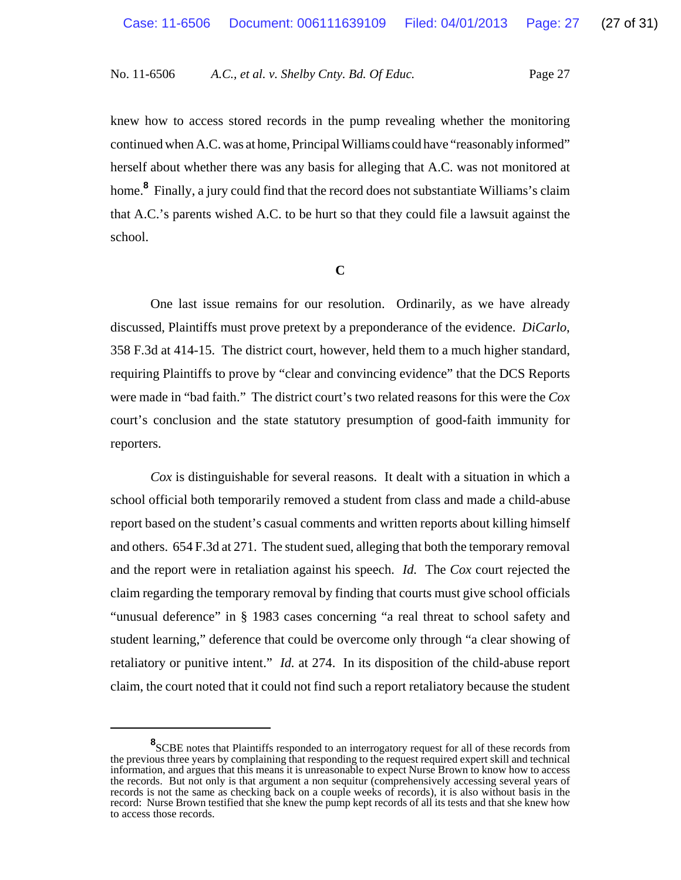knew how to access stored records in the pump revealing whether the monitoring continued when A.C. was at home, Principal Williams could have "reasonably informed" herself about whether there was any basis for alleging that A.C. was not monitored at home.[8] Finally, a jury could find that the record does not substantiate Williams's claim that A.C.'s parents wished A.C. to be hurt so that they could file a lawsuit against the school.

**C**

One last issue remains for our resolution. Ordinarily, as we have already discussed, Plaintiffs must prove pretext by a preponderance of the evidence. *DiCarlo*, 358 F.3d at 414-15. The district court, however, held them to a much higher standard, requiring Plaintiffs to prove by "clear and convincing evidence" that the DCS Reports were made in "bad faith." The district court's two related reasons for this were the *Cox* court's conclusion and the state statutory presumption of good-faith immunity for reporters.

*Cox* is distinguishable for several reasons. It dealt with a situation in which a school official both temporarily removed a student from class and made a child-abuse report based on the student's casual comments and written reports about killing himself and others. 654 F.3d at 271. The student sued, alleging that both the temporary removal and the report were in retaliation against his speech. *Id.* The *Cox* court rejected the claim regarding the temporary removal by finding that courts must give school officials "unusual deference" in § 1983 cases concerning "a real threat to school safety and student learning," deference that could be overcome only through "a clear showing of retaliatory or punitive intent." *Id.* at 274. In its disposition of the child-abuse report claim, the court noted that it could not find such a report retaliatory because the student

---

[8] SCBE notes that Plaintiffs responded to an interrogatory request for all of these records from the previous three years by complaining that responding to the request required expert skill and technical information, and argues that this means it is unreasonable to expect Nurse Brown to know how to access the records. But not only is that argument a non sequitur (comprehensively accessing several years of records is not the same as checking back on a couple weeks of records), it is also without basis in the record: Nurse Brown testified that she knew the pump kept records of all its tests and that she knew how to access those records.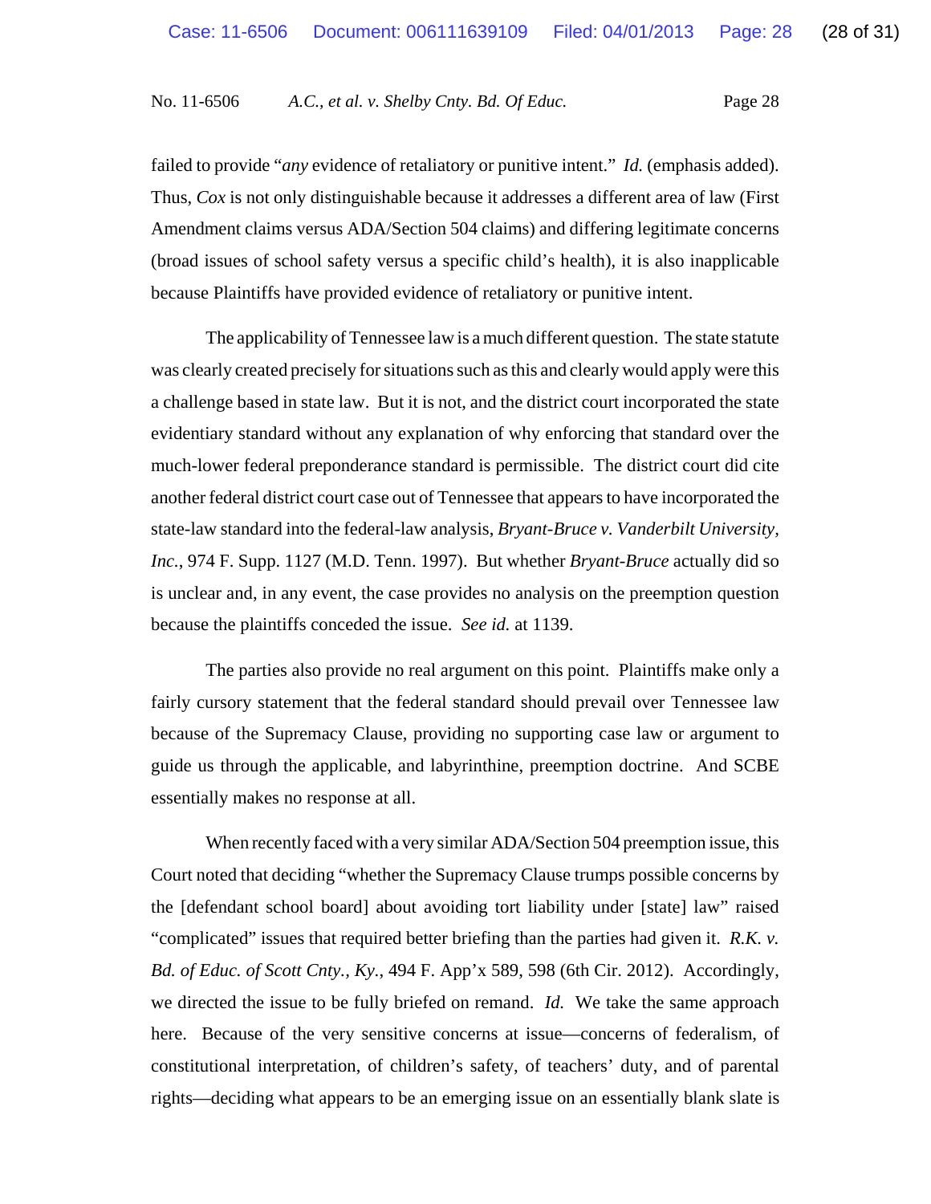failed to provide "*any* evidence of retaliatory or punitive intent." *Id.* (emphasis added). Thus, *Cox* is not only distinguishable because it addresses a different area of law (First Amendment claims versus ADA/Section 504 claims) and differing legitimate concerns (broad issues of school safety versus a specific child's health), it is also inapplicable because Plaintiffs have provided evidence of retaliatory or punitive intent.

The applicability of Tennessee law is a much different question. The state statute was clearly created precisely for situations such as this and clearly would apply were this a challenge based in state law. But it is not, and the district court incorporated the state evidentiary standard without any explanation of why enforcing that standard over the much-lower federal preponderance standard is permissible. The district court did cite another federal district court case out of Tennessee that appears to have incorporated the state-law standard into the federal-law analysis, *Bryant-Bruce v. Vanderbilt University, Inc.*, 974 F. Supp. 1127 (M.D. Tenn. 1997). But whether *Bryant-Bruce* actually did so is unclear and, in any event, the case provides no analysis on the preemption question because the plaintiffs conceded the issue. *See id.* at 1139.

The parties also provide no real argument on this point. Plaintiffs make only a fairly cursory statement that the federal standard should prevail over Tennessee law because of the Supremacy Clause, providing no supporting case law or argument to guide us through the applicable, and labyrinthine, preemption doctrine. And SCBE essentially makes no response at all.

When recently faced with a very similar ADA/Section 504 preemption issue, this Court noted that deciding "whether the Supremacy Clause trumps possible concerns by the [defendant school board] about avoiding tort liability under [state] law" raised "complicated" issues that required better briefing than the parties had given it. *R.K. v. Bd. of Educ. of Scott Cnty., Ky.*, 494 F. App'x 589, 598 (6th Cir. 2012). Accordingly, we directed the issue to be fully briefed on remand. *Id.* We take the same approach here. Because of the very sensitive concerns at issue—concerns of federalism, of constitutional interpretation, of children's safety, of teachers' duty, and of parental rights—deciding what appears to be an emerging issue on an essentially blank slate is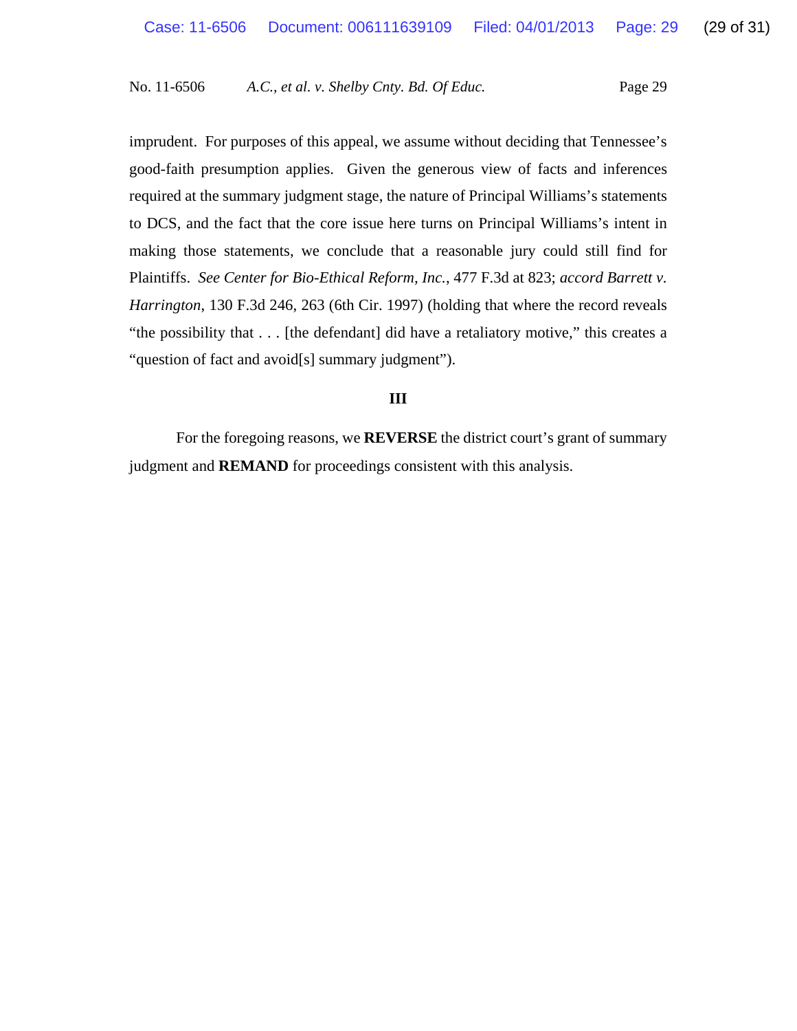imprudent. For purposes of this appeal, we assume without deciding that Tennessee's good-faith presumption applies. Given the generous view of facts and inferences required at the summary judgment stage, the nature of Principal Williams's statements to DCS, and the fact that the core issue here turns on Principal Williams's intent in making those statements, we conclude that a reasonable jury could still find for Plaintiffs. *See Center for Bio-Ethical Reform, Inc.*, 477 F.3d at 823; *accord Barrett v. Harrington*, 130 F.3d 246, 263 (6th Cir. 1997) (holding that where the record reveals "the possibility that . . . [the defendant] did have a retaliatory motive," this creates a "question of fact and avoid[s] summary judgment").

## III

For the foregoing reasons, we **REVERSE** the district court's grant of summary judgment and **REMAND** for proceedings consistent with this analysis.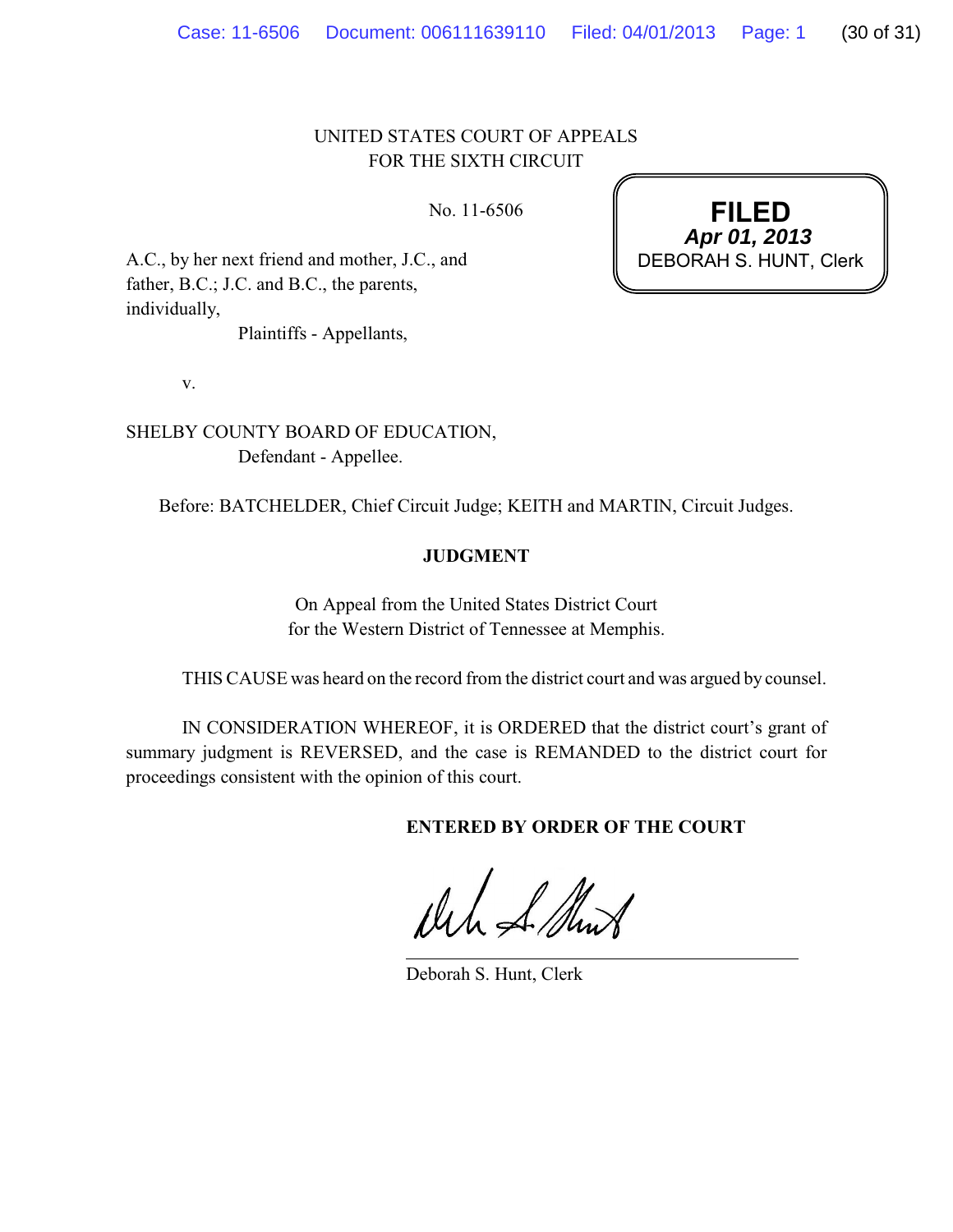UNITED STATES COURT OF APPEALS
FOR THE SIXTH CIRCUIT

No. 11-6506

**FILED**
***Apr 01, 2013***
DEBORAH S. HUNT, Clerk

A.C., by her next friend and mother, J.C., and father, B.C.; J.C. and B.C., the parents, individually,

Plaintiffs - Appellants,

v.

SHELBY COUNTY BOARD OF EDUCATION,

Defendant - Appellee.

Before: BATCHELDER, Chief Circuit Judge; KEITH and MARTIN, Circuit Judges.

**JUDGMENT**

On Appeal from the United States District Court
for the Western District of Tennessee at Memphis.

THIS CAUSE was heard on the record from the district court and was argued by counsel.

IN CONSIDERATION WHEREOF, it is ORDERED that the district court's grant of summary judgment is REVERSED, and the case is REMANDED to the district court for proceedings consistent with the opinion of this court.

**ENTERED BY ORDER OF THE COURT**

Deborah S. Hunt, Clerk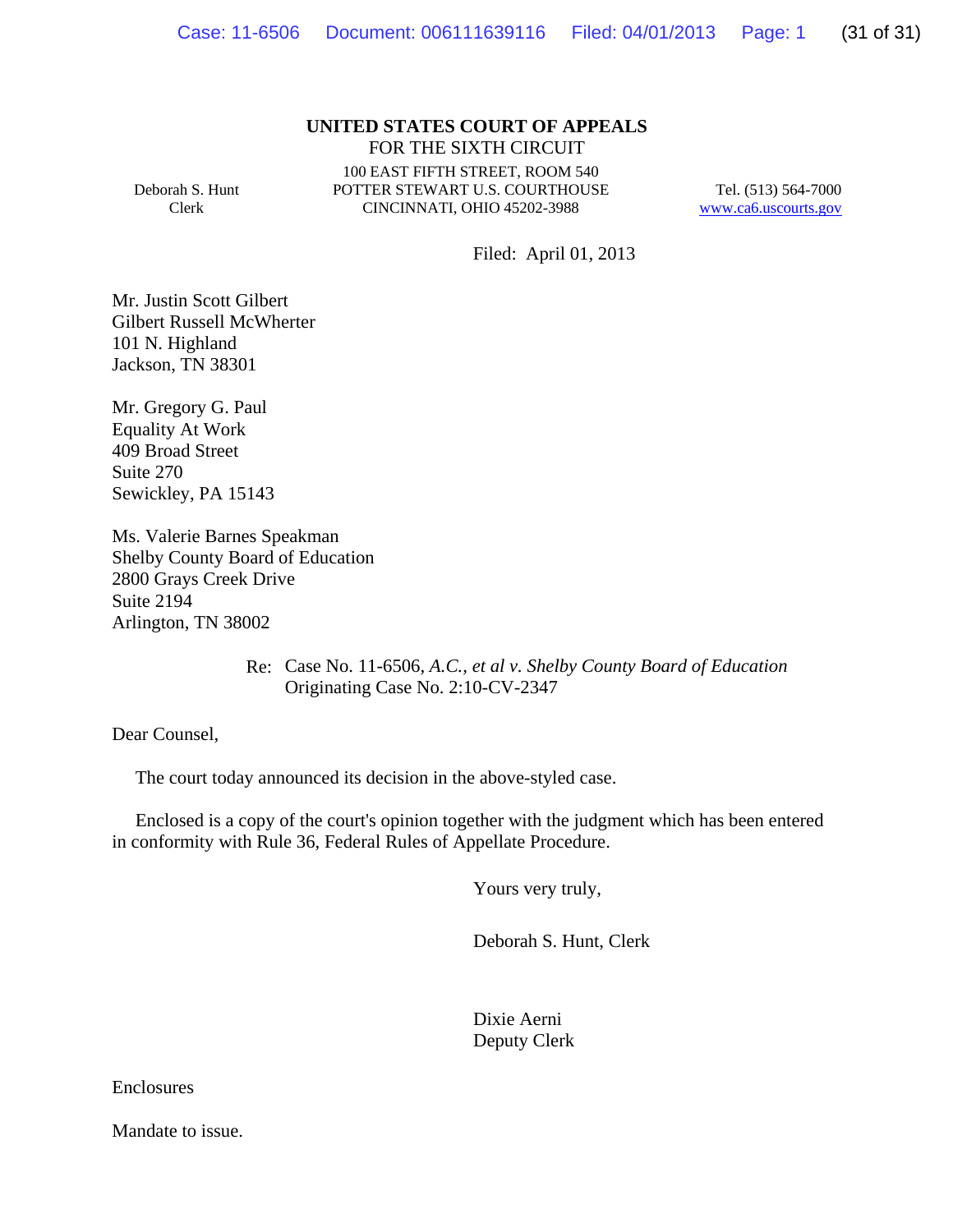**UNITED STATES COURT OF APPEALS**
FOR THE SIXTH CIRCUIT

Deborah S. Hunt
Clerk

100 EAST FIFTH STREET, ROOM 540
POTTER STEWART U.S. COURTHOUSE
CINCINNATI, OHIO 45202-3988

Tel. (513) 564-7000
www.ca6.uscourts.gov

Filed: April 01, 2013

Mr. Justin Scott Gilbert
Gilbert Russell McWherter
101 N. Highland
Jackson, TN 38301

Mr. Gregory G. Paul
Equality At Work
409 Broad Street
Suite 270
Sewickley, PA 15143

Ms. Valerie Barnes Speakman
Shelby County Board of Education
2800 Grays Creek Drive
Suite 2194
Arlington, TN 38002

Re: Case No. 11-6506, *A.C., et al v. Shelby County Board of Education*
Originating Case No. 2:10-CV-2347

Dear Counsel,

The court today announced its decision in the above-styled case.

Enclosed is a copy of the court's opinion together with the judgment which has been entered in conformity with Rule 36, Federal Rules of Appellate Procedure.

Yours very truly,

Deborah S. Hunt, Clerk

Dixie Aerni
Deputy Clerk

Enclosures

Mandate to issue.